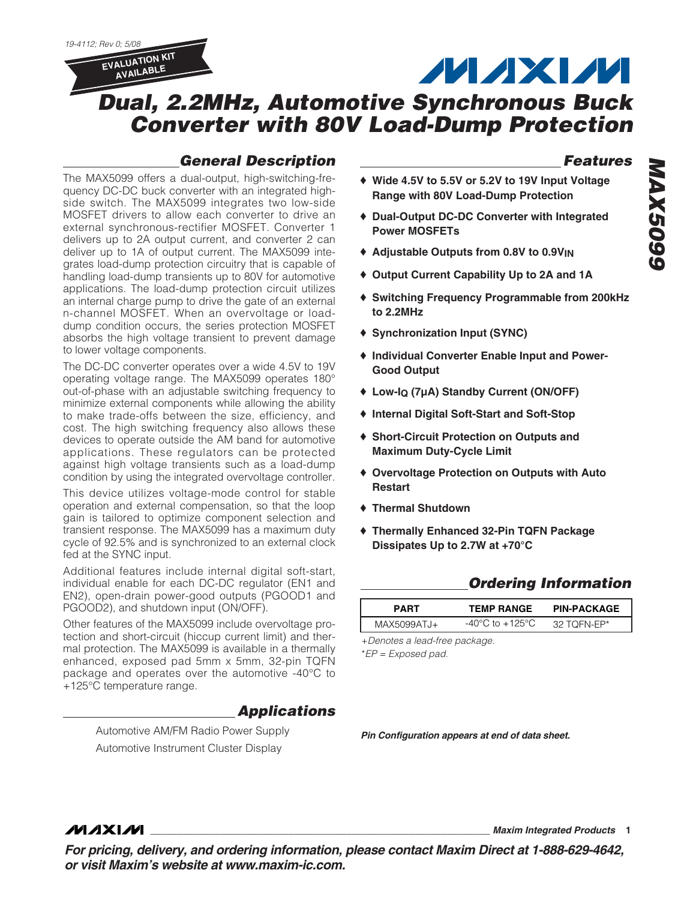19-4112; Rev 0; 5/08

EVALUATION KIT AVAILABLE

# Dual, 2.2MHz, Automotive Synchronous Buck Converter with 80V Load-Dump Protection

## General Description

The MAX5099 offers a dual-output, high-switching-frequency DC-DC buck converter with an integrated high-side switch. The MAX5099 integrates two low-side MOSFET drivers to allow each converter to drive an external synchronous-rectifier MOSFET. Converter 1 delivers up to 2A output current, and converter 2 can deliver up to 1A of output current. The MAX5099 integrates load-dump protection circuitry that is capable of handling load-dump transients up to 80V for automotive applications. The load-dump protection circuit utilizes an internal charge pump to drive the gate of an external n-channel MOSFET. When an overvoltage or load-dump condition occurs, the series protection MOSFET absorbs the high voltage transient to prevent damage to lower voltage components.

The DC-DC converter operates over a wide 4.5V to 19V operating voltage range. The MAX5099 operates 180° out-of-phase with an adjustable switching frequency to minimize external components while allowing the ability to make trade-offs between the size, efficiency, and cost. The high switching frequency also allows these devices to operate outside the AM band for automotive applications. These regulators can be protected against high voltage transients such as a load-dump condition by using the integrated overvoltage controller.

This device utilizes voltage-mode control for stable operation and external compensation, so that the loop gain is tailored to optimize component selection and transient response. The MAX5099 has a maximum duty cycle of 92.5% and is synchronized to an external clock fed at the SYNC input.

Additional features include internal digital soft-start, individual enable for each DC-DC regulator (EN1 and EN2), open-drain power-good outputs (PGOOD1 and PGOOD2), and shutdown input (ON/OFF).

Other features of the MAX5099 include overvoltage protection and short-circuit (hiccup current limit) and thermal protection. The MAX5099 is available in a thermally enhanced, exposed pad 5mm x 5mm, 32-pin TQFN package and operates over the automotive -40°C to +125°C temperature range.

## Applications

Automotive AM/FM Radio Power Supply

Automotive Instrument Cluster Display

## Features

- ♦ Wide 4.5V to 5.5V or 5.2V to 19V Input Voltage Range with 80V Load-Dump Protection
- ♦ Dual-Output DC-DC Converter with Integrated Power MOSFETs
- ♦ Adjustable Outputs from 0.8V to $0.9V_{IN}$
- ♦ Output Current Capability Up to 2A and 1A
- ♦ Switching Frequency Programmable from 200kHz to 2.2MHz
- ♦ Synchronization Input (SYNC)
- ♦ Individual Converter Enable Input and Power-Good Output
- ♦ Low-$I_Q$ (7µA) Standby Current (ON/OFF)
- ♦ Internal Digital Soft-Start and Soft-Stop
- ♦ Short-Circuit Protection on Outputs and Maximum Duty-Cycle Limit
- ♦ Overvoltage Protection on Outputs with Auto Restart
- ♦ Thermal Shutdown
- ♦ Thermally Enhanced 32-Pin TQFN Package Dissipates Up to 2.7W at +70°C

## Ordering Information

| PART | TEMP RANGE | PIN-PACKAGE |
|---|---|---|
| MAX5099ATJ+ | -40°C to +125°C | 32 TQFN-EP* |

+Denotes a lead-free package.
*EP = Exposed pad.

*Pin Configuration appears at end of data sheet.*

**For pricing, delivery, and ordering information, please contact Maxim Direct at 1-888-629-4642, or visit Maxim's website at www.maxim-ic.com.**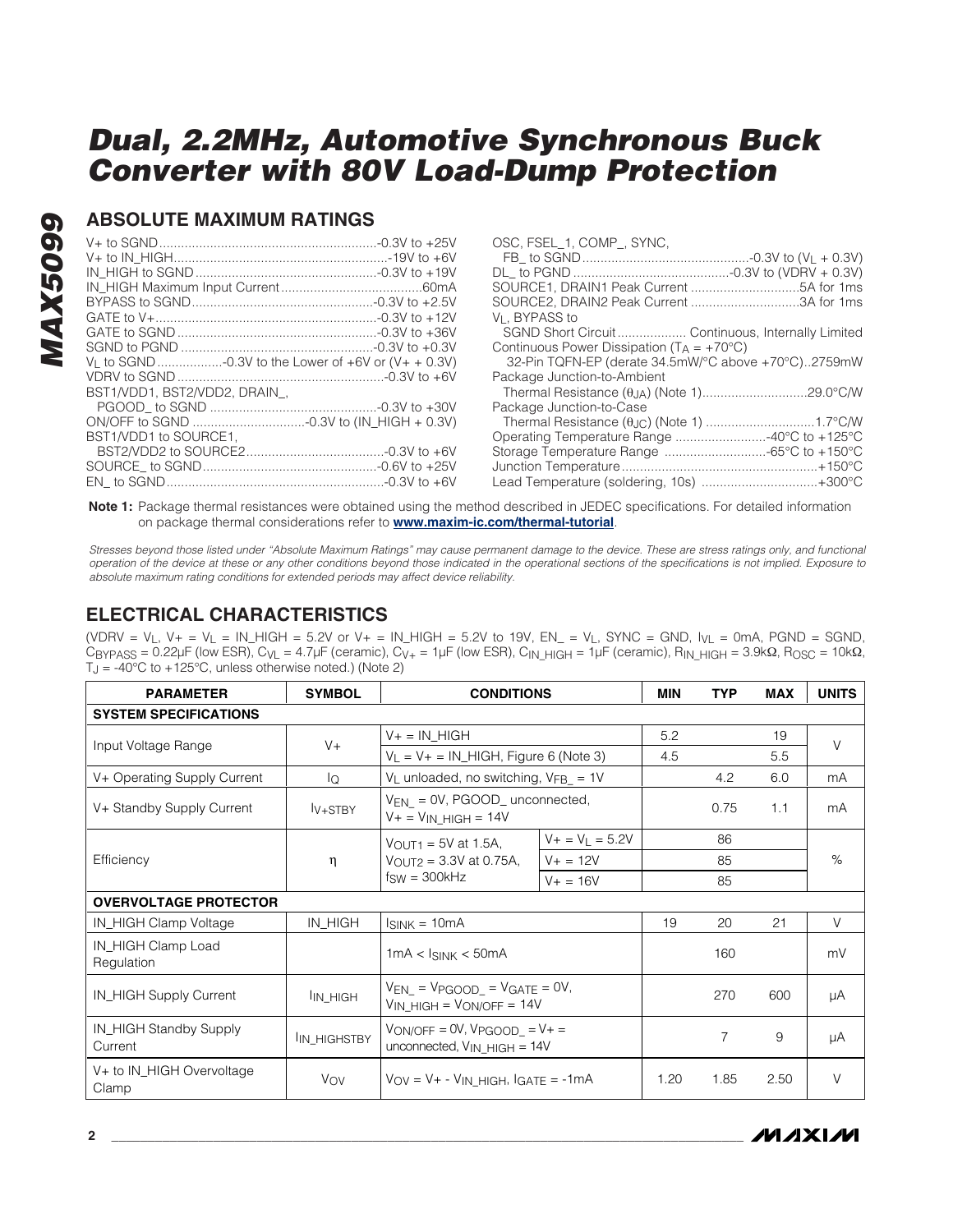# Dual, 2.2MHz, Automotive Synchronous Buck Converter with 80V Load-Dump Protection

## ABSOLUTE MAXIMUM RATINGS

V+ to SGND ........................................................... -0.3V to +25V
V+ to IN_HIGH ........................................................ -19V to +6V
IN_HIGH to SGND ................................................... -0.3V to +19V
IN_HIGH Maximum Input Current ....................................... 60mA
BYPASS to SGND ................................................... -0.3V to +2.5V
GATE to V+ ............................................................. -0.3V to +12V
GATE to SGND ........................................................ -0.3V to +36V
SGND to PGND ....................................................... -0.3V to +0.3V
$V_L$ to SGND .................. -0.3V to the Lower of +6V or (V+ + 0.3V)
VDRV to SGND ........................................................ -0.3V to +6V
BST1/VDD1, BST2/VDD2, DRAIN_,
 PGOOD_ to SGND ................................................ -0.3V to +30V
ON/OFF to SGND ................................. -0.3V to (IN_HIGH + 0.3V)
BST1/VDD1 to SOURCE1,
 BST2/VDD2 to SOURCE2 ........................................ -0.3V to +6V
SOURCE_ to SGND ................................................. -0.6V to +25V
EN_ to SGND ........................................................... -0.3V to +6V

OSC, FSEL_1, COMP_, SYNC,
 FB_ to SGND ................................................ -0.3V to ($V_L$ + 0.3V)
DL_ to PGND ........................................... -0.3V to (VDRV + 0.3V)
SOURCE1, DRAIN1 Peak Current ............................ 5A for 1ms
SOURCE2, DRAIN2 Peak Current ............................ 3A for 1ms
$V_L$, BYPASS to
 SGND Short Circuit .................. Continuous, Internally Limited
Continuous Power Dissipation ($T_A$ = +70°C)
 32-Pin TQFN-EP (derate 34.5mW/°C above +70°C)..2759mW
Package Junction-to-Ambient
 Thermal Resistance ($\theta_{JA}$) (Note 1) ............................ 29.0°C/W
Package Junction-to-Case
 Thermal Resistance ($\theta_{JC}$) (Note 1) .............................. 1.7°C/W
Operating Temperature Range ......................... -40°C to +125°C
Storage Temperature Range ............................ -65°C to +150°C
Junction Temperature ...................................................... +150°C
Lead Temperature (soldering, 10s) ................................ +300°C

**Note 1:** Package thermal resistances were obtained using the method described in JEDEC specifications. For detailed information on package thermal considerations refer to **www.maxim-ic.com/thermal-tutorial**.

*Stresses beyond those listed under "Absolute Maximum Ratings" may cause permanent damage to the device. These are stress ratings only, and functional operation of the device at these or any other conditions beyond those indicated in the operational sections of the specifications is not implied. Exposure to absolute maximum rating conditions for extended periods may affect device reliability.*

## ELECTRICAL CHARACTERISTICS

(VDRV = $V_L$, V+ = $V_L$ = IN_HIGH = 5.2V or V+ = IN_HIGH = 5.2V to 19V, EN_ = $V_L$, SYNC = GND, $I_{VL}$ = 0mA, PGND = SGND, $C_{BYPASS}$ = 0.22µF (low ESR), $C_{VL}$ = 4.7µF (ceramic), $C_{V+}$ = 1µF (low ESR), $C_{IN\_HIGH}$ = 1µF (ceramic), $R_{IN\_HIGH}$ = 3.9kΩ, $R_{OSC}$ = 10kΩ, $T_J$ = -40°C to +125°C, unless otherwise noted.) (Note 2)

| PARAMETER | SYMBOL | CONDITIONS | | MIN | TYP | MAX | UNITS |
|---|---|---|---|---|---|---|---|
| **SYSTEM SPECIFICATIONS** | | | | | | | |
| Input Voltage Range | V+ | V+ = IN_HIGH | | 5.2 | | 19 | V |
| | | $V_L$ = V+ = IN_HIGH, Figure 6 (Note 3) | | 4.5 | | 5.5 | |
| V+ Operating Supply Current | $I_Q$ | $V_L$ unloaded, no switching, $V_{FB\_}$ = 1V | | | 4.2 | 6.0 | mA |
| V+ Standby Supply Current | $I_{V+STBY}$ | $V_{EN\_}$ = 0V, PGOOD_ unconnected, V+ = $V_{IN\_HIGH}$ = 14V | | | 0.75 | 1.1 | mA |
| Efficiency | η | $V_{OUT1}$ = 5V at 1.5A, $V_{OUT2}$ = 3.3V at 0.75A, $f_{SW}$ = 300kHz | V+ = $V_L$ = 5.2V | | 86 | | % |
| | | | V+ = 12V | | 85 | | |
| | | | V+ = 16V | | 85 | | |
| **OVERVOLTAGE PROTECTOR** | | | | | | | |
| IN_HIGH Clamp Voltage | IN_HIGH | $I_{SINK}$ = 10mA | | 19 | 20 | 21 | V |
| IN_HIGH Clamp Load Regulation | | 1mA < $I_{SINK}$ < 50mA | | | 160 | | mV |
| IN_HIGH Supply Current | $I_{IN\_HIGH}$ | $V_{EN\_}$ = $V_{PGOOD\_}$ = $V_{GATE}$ = 0V, $V_{IN\_HIGH}$ = $V_{ON/OFF}$ = 14V | | | 270 | 600 | µA |
| IN_HIGH Standby Supply Current | $I_{IN\_HIGHSTBY}$ | $V_{ON/OFF}$ = 0V, $V_{PGOOD\_}$ = V+ = unconnected, $V_{IN\_HIGH}$ = 14V | | | 7 | 9 | µA |
| V+ to IN_HIGH Overvoltage Clamp | $V_{OV}$ | $V_{OV}$ = V+ - $V_{IN\_HIGH}$, $I_{GATE}$ = -1mA | | 1.20 | 1.85 | 2.50 | V |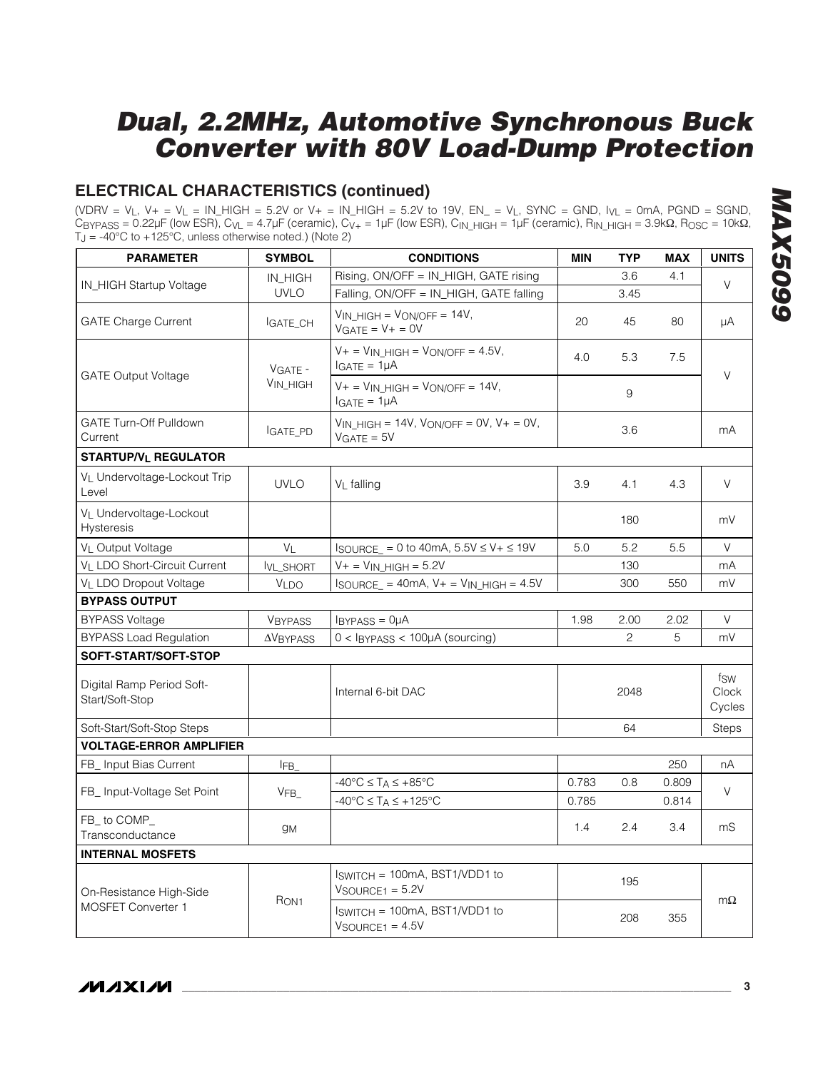# Dual, 2.2MHz, Automotive Synchronous Buck Converter with 80V Load-Dump Protection

## ELECTRICAL CHARACTERISTICS (continued)

($V_{DRV} = V_L$, V+ = $V_L$ = IN_HIGH = 5.2V or V+ = IN_HIGH = 5.2V to 19V, EN_ = $V_L$, SYNC = GND, $I_{VL}$ = 0mA, PGND = SGND, $C_{BYPASS}$ = 0.22µF (low ESR), $C_{VL}$ = 4.7µF (ceramic), $C_{V+}$ = 1µF (low ESR), $C_{IN\_HIGH}$ = 1µF (ceramic), $R_{IN\_HIGH}$ = 3.9kΩ, $R_{OSC}$ = 10kΩ, $T_J$ = -40°C to +125°C, unless otherwise noted.) (Note 2)

| PARAMETER | SYMBOL | CONDITIONS | MIN | TYP | MAX | UNITS |
|---|---|---|---|---|---|---|
| IN_HIGH Startup Voltage | IN_HIGH UVLO | Rising, ON/OFF = IN_HIGH, GATE rising | | 3.6 | 4.1 | V |
| | | Falling, ON/OFF = IN_HIGH, GATE falling | | 3.45 | | |
| GATE Charge Current | $I_{GATE\_CH}$ | $V_{IN\_HIGH} = V_{ON/OFF}$ = 14V, $V_{GATE}$ = V+ = 0V | 20 | 45 | 80 | µA |
| GATE Output Voltage | $V_{GATE}$ - $V_{IN\_HIGH}$ | V+ = $V_{IN\_HIGH} = V_{ON/OFF}$ = 4.5V, $I_{GATE}$ = 1µA | 4.0 | 5.3 | 7.5 | V |
| | | V+ = $V_{IN\_HIGH} = V_{ON/OFF}$ = 14V, $I_{GATE}$ = 1µA | | 9 | | |
| GATE Turn-Off Pulldown Current | $I_{GATE\_PD}$ | $V_{IN\_HIGH}$ = 14V, $V_{ON/OFF}$ = 0V, V+ = 0V, $V_{GATE}$ = 5V | | 3.6 | | mA |
| **STARTUP/$V_L$ REGULATOR** | | | | | | |
| $V_L$ Undervoltage-Lockout Trip Level | UVLO | $V_L$ falling | 3.9 | 4.1 | 4.3 | V |
| $V_L$ Undervoltage-Lockout Hysteresis | | | | 180 | | mV |
| $V_L$ Output Voltage | $V_L$ | $I_{SOURCE\_}$ = 0 to 40mA, 5.5V ≤ V+ ≤ 19V | 5.0 | 5.2 | 5.5 | V |
| $V_L$ LDO Short-Circuit Current | $I_{VL\_SHORT}$ | V+ = $V_{IN\_HIGH}$ = 5.2V | | 130 | | mA |
| $V_L$ LDO Dropout Voltage | $V_{LDO}$ | $I_{SOURCE\_}$ = 40mA, V+ = $V_{IN\_HIGH}$ = 4.5V | | 300 | 550 | mV |
| **BYPASS OUTPUT** | | | | | | |
| BYPASS Voltage | $V_{BYPASS}$ | $I_{BYPASS}$ = 0µA | 1.98 | 2.00 | 2.02 | V |
| BYPASS Load Regulation | $\Delta V_{BYPASS}$ | 0 < $I_{BYPASS}$ < 100µA (sourcing) | | 2 | 5 | mV |
| **SOFT-START/SOFT-STOP** | | | | | | |
| Digital Ramp Period Soft-Start/Soft-Stop | | Internal 6-bit DAC | | 2048 | | $f_{SW}$ Clock Cycles |
| Soft-Start/Soft-Stop Steps | | | | 64 | | Steps |
| **VOLTAGE-ERROR AMPLIFIER** | | | | | | |
| FB_ Input Bias Current | $I_{FB\_}$ | | | | 250 | nA |
| FB_ Input-Voltage Set Point | $V_{FB\_}$ | -40°C ≤ $T_A$ ≤ +85°C | 0.783 | 0.8 | 0.809 | V |
| | | -40°C ≤ $T_A$ ≤ +125°C | 0.785 | | 0.814 | |
| FB_ to COMP_ Transconductance | $g_M$ | | 1.4 | 2.4 | 3.4 | mS |
| **INTERNAL MOSFETS** | | | | | | |
| On-Resistance High-Side MOSFET Converter 1 | $R_{ON1}$ | $I_{SWITCH}$ = 100mA, BST1/VDD1 to $V_{SOURCE1}$ = 5.2V | | 195 | | mΩ |
| | | $I_{SWITCH}$ = 100mA, BST1/VDD1 to $V_{SOURCE1}$ = 4.5V | | 208 | 355 | |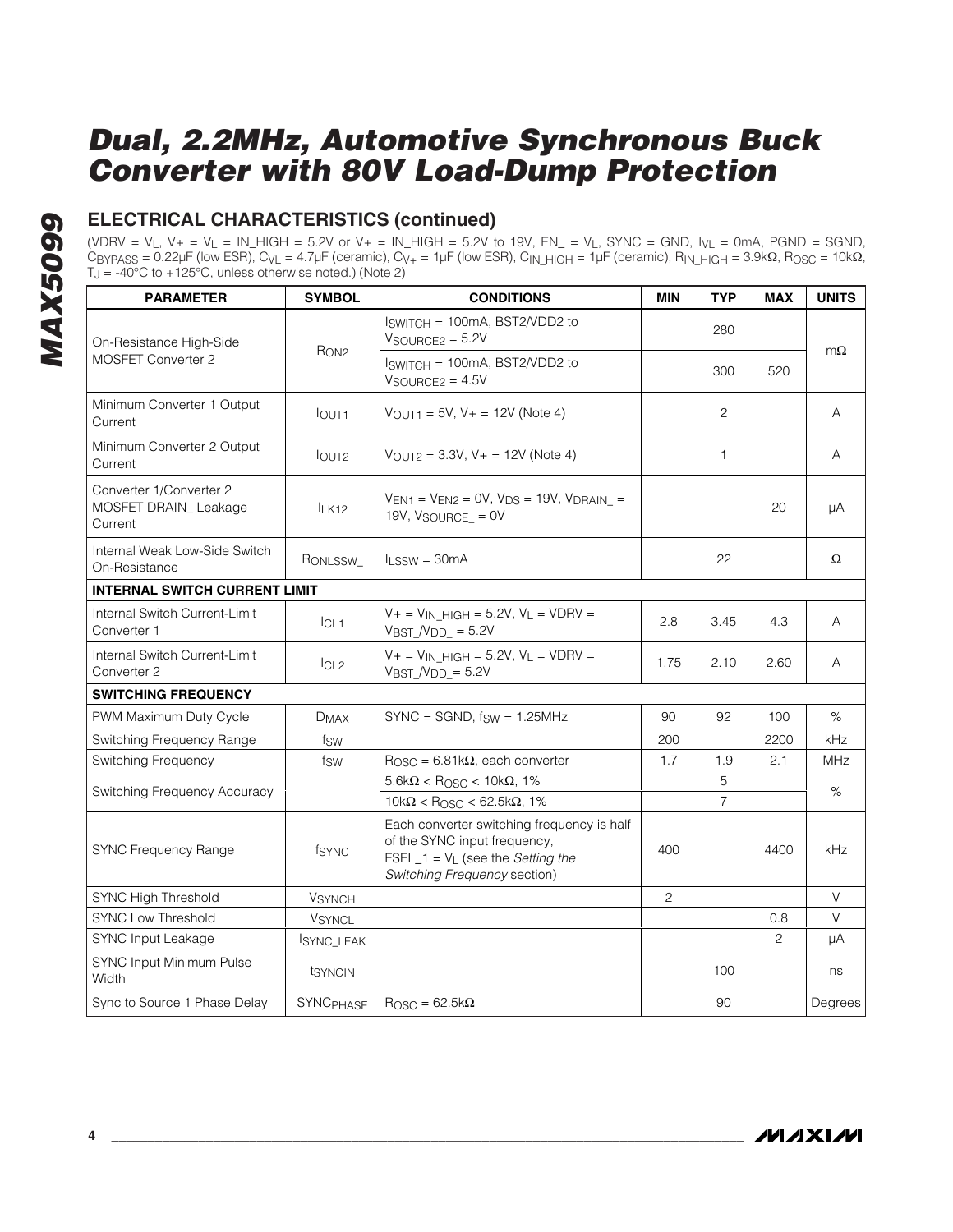# Dual, 2.2MHz, Automotive Synchronous Buck Converter with 80V Load-Dump Protection

## ELECTRICAL CHARACTERISTICS (continued)

($V_{DRV}$ = $V_L$, V+ = $V_L$ = IN_HIGH = 5.2V or V+ = IN_HIGH = 5.2V to 19V, EN_ = $V_L$, SYNC = GND, $I_{VL}$ = 0mA, PGND = SGND, $C_{BYPASS}$ = 0.22µF (low ESR), $C_{VL}$ = 4.7µF (ceramic), $C_{V+}$ = 1µF (low ESR), $C_{IN\_HIGH}$ = 1µF (ceramic), $R_{IN\_HIGH}$ = 3.9kΩ, $R_{OSC}$ = 10kΩ, $T_J$ = -40°C to +125°C, unless otherwise noted.) (Note 2)

| PARAMETER | SYMBOL | CONDITIONS | MIN | TYP | MAX | UNITS |
|---|---|---|---|---|---|---|
| On-Resistance High-Side MOSFET Converter 2 | $R_{ON2}$ | $I_{SWITCH}$ = 100mA, BST2/VDD2 to $V_{SOURCE2}$ = 5.2V | | 280 | | mΩ |
| | | $I_{SWITCH}$ = 100mA, BST2/VDD2 to $V_{SOURCE2}$ = 4.5V | | 300 | 520 | |
| Minimum Converter 1 Output Current | $I_{OUT1}$ | $V_{OUT1}$ = 5V, V+ = 12V (Note 4) | | 2 | | A |
| Minimum Converter 2 Output Current | $I_{OUT2}$ | $V_{OUT2}$ = 3.3V, V+ = 12V (Note 4) | | 1 | | A |
| Converter 1/Converter 2 MOSFET DRAIN_ Leakage Current | $I_{LK12}$ | $V_{EN1}$ = $V_{EN2}$ = 0V, $V_{DS}$ = 19V, $V_{DRAIN\_}$ = 19V, $V_{SOURCE\_}$ = 0V | | | 20 | µA |
| Internal Weak Low-Side Switch On-Resistance | $R_{ONLSSW\_}$ | $I_{LSSW}$ = 30mA | | 22 | | Ω |
| **INTERNAL SWITCH CURRENT LIMIT** | | | | | | |
| Internal Switch Current-Limit Converter 1 | $I_{CL1}$ | V+ = $V_{IN\_HIGH}$ = 5.2V, $V_L$ = VDRV = $V_{BST\_/VDD\_}$ = 5.2V | 2.8 | 3.45 | 4.3 | A |
| Internal Switch Current-Limit Converter 2 | $I_{CL2}$ | V+ = $V_{IN\_HIGH}$ = 5.2V, $V_L$ = VDRV = $V_{BST\_/VDD\_}$ = 5.2V | 1.75 | 2.10 | 2.60 | A |
| **SWITCHING FREQUENCY** | | | | | | |
| PWM Maximum Duty Cycle | $D_{MAX}$ | SYNC = SGND, $f_{SW}$ = 1.25MHz | 90 | 92 | 100 | % |
| Switching Frequency Range | $f_{SW}$ | | 200 | | 2200 | kHz |
| Switching Frequency | $f_{SW}$ | $R_{OSC}$ = 6.81kΩ, each converter | 1.7 | 1.9 | 2.1 | MHz |
| Switching Frequency Accuracy | | 5.6kΩ < $R_{OSC}$ < 10kΩ, 1% | | 5 | | % |
| | | 10kΩ < $R_{OSC}$ < 62.5kΩ, 1% | | 7 | | |
| SYNC Frequency Range | $f_{SYNC}$ | Each converter switching frequency is half of the SYNC input frequency, FSEL_1 = $V_L$ (see the *Setting the Switching Frequency* section) | 400 | | 4400 | kHz |
| SYNC High Threshold | $V_{SYNCH}$ | | 2 | | | V |
| SYNC Low Threshold | $V_{SYNCL}$ | | | | 0.8 | V |
| SYNC Input Leakage | $I_{SYNC\_LEAK}$ | | | | 2 | µA |
| SYNC Input Minimum Pulse Width | $t_{SYNCIN}$ | | | 100 | | ns |
| Sync to Source 1 Phase Delay | $SYNC_{PHASE}$ | $R_{OSC}$ = 62.5kΩ | | 90 | | Degrees |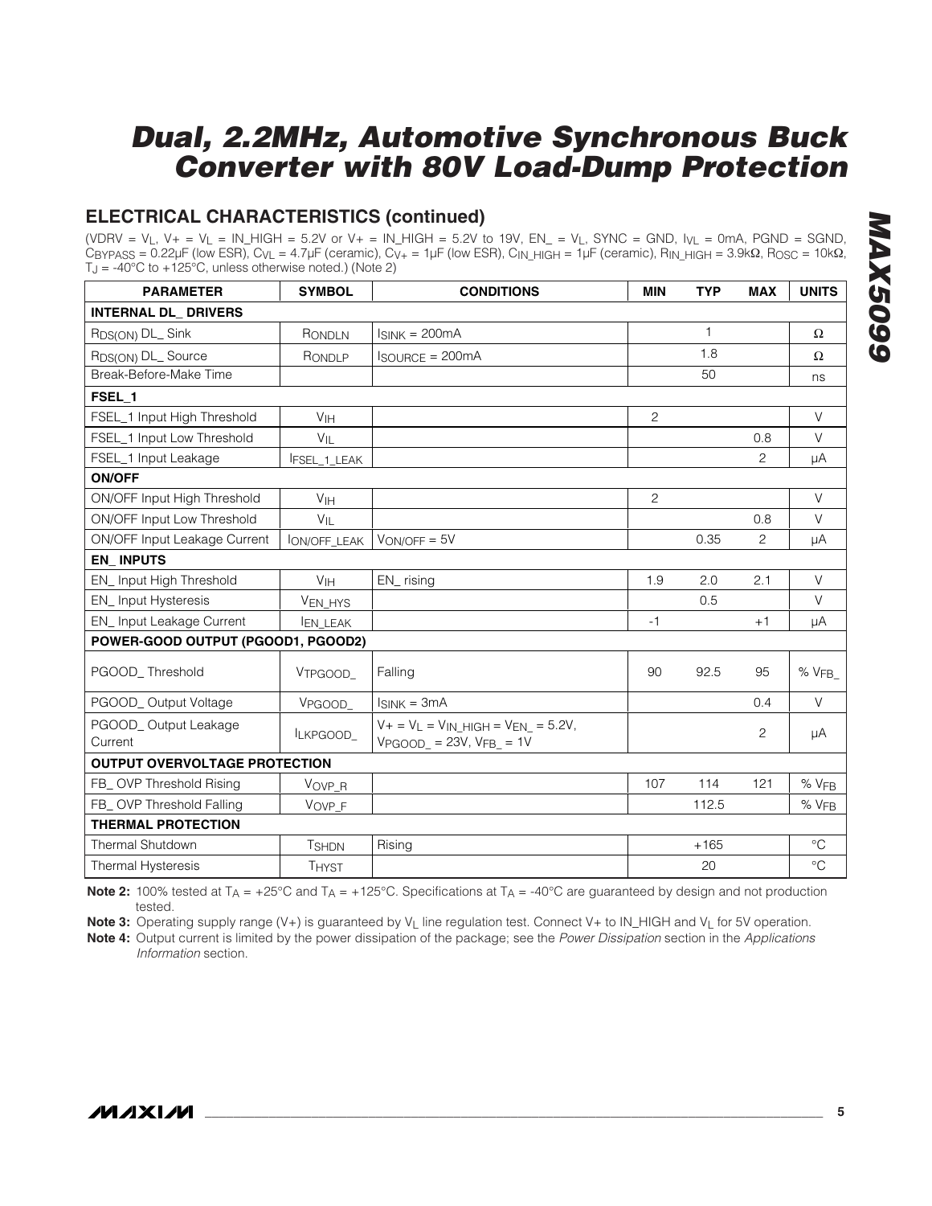# Dual, 2.2MHz, Automotive Synchronous Buck Converter with 80V Load-Dump Protection

## ELECTRICAL CHARACTERISTICS (continued)

($V_{DRV}$ = $V_L$, V+ = $V_L$ = IN_HIGH = 5.2V or V+ = IN_HIGH = 5.2V to 19V, EN_ = $V_L$, SYNC = GND, $I_{VL}$ = 0mA, PGND = SGND, $C_{BYPASS}$ = 0.22µF (low ESR), $C_{VL}$ = 4.7µF (ceramic), $C_{V+}$ = 1µF (low ESR), $C_{IN\_HIGH}$ = 1µF (ceramic), $R_{IN\_HIGH}$ = 3.9kΩ, $R_{OSC}$ = 10kΩ, $T_J$ = -40°C to +125°C, unless otherwise noted.) (Note 2)

| PARAMETER | SYMBOL | CONDITIONS | MIN | TYP | MAX | UNITS |
|---|---|---|---|---|---|---|
| **INTERNAL DL_ DRIVERS** | | | | | | |
| $R_{DS(ON)}$ DL_ Sink | $R_{ONDLN}$ | $I_{SINK}$ = 200mA | | 1 | | Ω |
| $R_{DS(ON)}$ DL_ Source | $R_{ONDLP}$ | $I_{SOURCE}$ = 200mA | | 1.8 | | Ω |
| Break-Before-Make Time | | | | 50 | | ns |
| **FSEL_1** | | | | | | |
| FSEL_1 Input High Threshold | $V_{IH}$ | | 2 | | | V |
| FSEL_1 Input Low Threshold | $V_{IL}$ | | | | 0.8 | V |
| FSEL_1 Input Leakage | $I_{FSEL\_1\_LEAK}$ | | | | 2 | µA |
| **ON/OFF** | | | | | | |
| ON/OFF Input High Threshold | $V_{IH}$ | | 2 | | | V |
| ON/OFF Input Low Threshold | $V_{IL}$ | | | | 0.8 | V |
| ON/OFF Input Leakage Current | $I_{ON/OFF\_LEAK}$ | $V_{ON/OFF}$ = 5V | | 0.35 | 2 | µA |
| **EN_ INPUTS** | | | | | | |
| EN_ Input High Threshold | $V_{IH}$ | EN_ rising | 1.9 | 2.0 | 2.1 | V |
| EN_ Input Hysteresis | $V_{EN\_HYS}$ | | | 0.5 | | V |
| EN_ Input Leakage Current | $I_{EN\_LEAK}$ | | -1 | | +1 | µA |
| **POWER-GOOD OUTPUT (PGOOD1, PGOOD2)** | | | | | | |
| PGOOD_ Threshold | $V_{TPGOOD\_}$ | Falling | 90 | 92.5 | 95 | % $V_{FB\_}$ |
| PGOOD_ Output Voltage | $V_{PGOOD\_}$ | $I_{SINK}$ = 3mA | | | 0.4 | V |
| PGOOD_ Output Leakage Current | $I_{LKPGOOD\_}$ | V+ = $V_L$ = $V_{IN\_HIGH}$ = $V_{EN\_}$ = 5.2V, $V_{PGOOD\_}$ = 23V, $V_{FB\_}$ = 1V | | | 2 | µA |
| **OUTPUT OVERVOLTAGE PROTECTION** | | | | | | |
| FB_ OVP Threshold Rising | $V_{OVP\_R}$ | | 107 | 114 | 121 | % $V_{FB}$ |
| FB_ OVP Threshold Falling | $V_{OVP\_F}$ | | | 112.5 | | % $V_{FB}$ |
| **THERMAL PROTECTION** | | | | | | |
| Thermal Shutdown | $T_{SHDN}$ | Rising | | +165 | | °C |
| Thermal Hysteresis | $T_{HYST}$ | | | 20 | | °C |

**Note 2:** 100% tested at $T_A$ = +25°C and $T_A$ = +125°C. Specifications at $T_A$ = -40°C are guaranteed by design and not production tested.

**Note 3:** Operating supply range (V+) is guaranteed by $V_L$ line regulation test. Connect V+ to IN_HIGH and $V_L$ for 5V operation.

**Note 4:** Output current is limited by the power dissipation of the package; see the *Power Dissipation* section in the *Applications Information* section.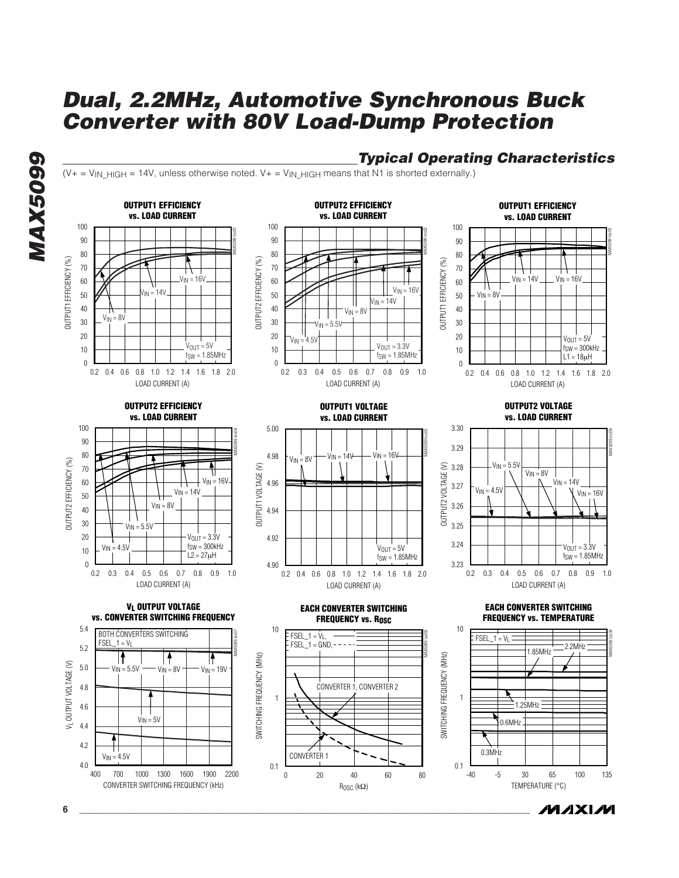## Typical Operating Characteristics

($V+ = V_{IN\_HIGH} = 14V$, unless otherwise noted. $V+ = V_{IN\_HIGH}$ means that N1 is shorted externally.)

**OUTPUT1 EFFICIENCY vs. LOAD CURRENT**

OUTPUT1 EFFICIENCY (%) vs. LOAD CURRENT (A); $V_{IN} = 8V$, $V_{IN} = 14V$, $V_{IN} = 16V$; $V_{OUT} = 5V$, $f_{SW} = 1.85MHz$

**OUTPUT2 EFFICIENCY vs. LOAD CURRENT**

OUTPUT2 EFFICIENCY (%) vs. LOAD CURRENT (A); $V_{IN} = 4.5V$, $V_{IN} = 5.5V$, $V_{IN} = 8V$, $V_{IN} = 14V$, $V_{IN} = 16V$; $V_{OUT} = 3.3V$, $f_{SW} = 1.85MHz$

**OUTPUT1 EFFICIENCY vs. LOAD CURRENT**

OUTPUT1 EFFICIENCY (%) vs. LOAD CURRENT (A); $V_{IN} = 8V$, $V_{IN} = 14V$, $V_{IN} = 16V$; $V_{OUT} = 5V$, $f_{SW} = 300kHz$, $L1 = 18\mu H$

**OUTPUT2 EFFICIENCY vs. LOAD CURRENT**

OUTPUT2 EFFICIENCY (%) vs. LOAD CURRENT (A); $V_{IN} = 4.5V$, $V_{IN} = 5.5V$, $V_{IN} = 8V$, $V_{IN} = 14V$, $V_{IN} = 16V$; $V_{OUT} = 3.3V$, $f_{SW} = 300kHz$, $L2 = 27\mu H$

**OUTPUT1 VOLTAGE vs. LOAD CURRENT**

OUTPUT1 VOLTAGE (V) vs. LOAD CURRENT (A); $V_{IN} = 8V$, $V_{IN} = 14V$, $V_{IN} = 16V$; $V_{OUT} = 5V$, $f_{SW} = 1.85MHz$

**OUTPUT2 VOLTAGE vs. LOAD CURRENT**

OUTPUT2 VOLTAGE (V) vs. LOAD CURRENT (A); $V_{IN} = 4.5V$, $V_{IN} = 5.5V$, $V_{IN} = 8V$, $V_{IN} = 14V$, $V_{IN} = 16V$; $V_{OUT} = 3.3V$, $f_{SW} = 1.85MHz$

**$V_L$ OUTPUT VOLTAGE vs. CONVERTER SWITCHING FREQUENCY**

$V_L$ OUTPUT VOLTAGE (V) vs. CONVERTER SWITCHING FREQUENCY (kHz); BOTH CONVERTERS SWITCHING, $FSEL\_1 = V_L$; $V_{IN} = 4.5V$, $V_{IN} = 5V$, $V_{IN} = 5.5V$, $V_{IN} = 8V$, $V_{IN} = 19V$

**EACH CONVERTER SWITCHING FREQUENCY vs. $R_{OSC}$**

SWITCHING FREQUENCY (MHz) vs. $R_{OSC}$ (kΩ); $FSEL\_1 = V_L$, $FSEL\_1 = GND$; CONVERTER 1, CONVERTER 2; CONVERTER 1

**EACH CONVERTER SWITCHING FREQUENCY vs. TEMPERATURE**

SWITCHING FREQUENCY (MHz) vs. TEMPERATURE (°C); $FSEL\_1 = V_L$; 2.2MHz, 1.85MHz, 1.25MHz, 0.6MHz, 0.3MHz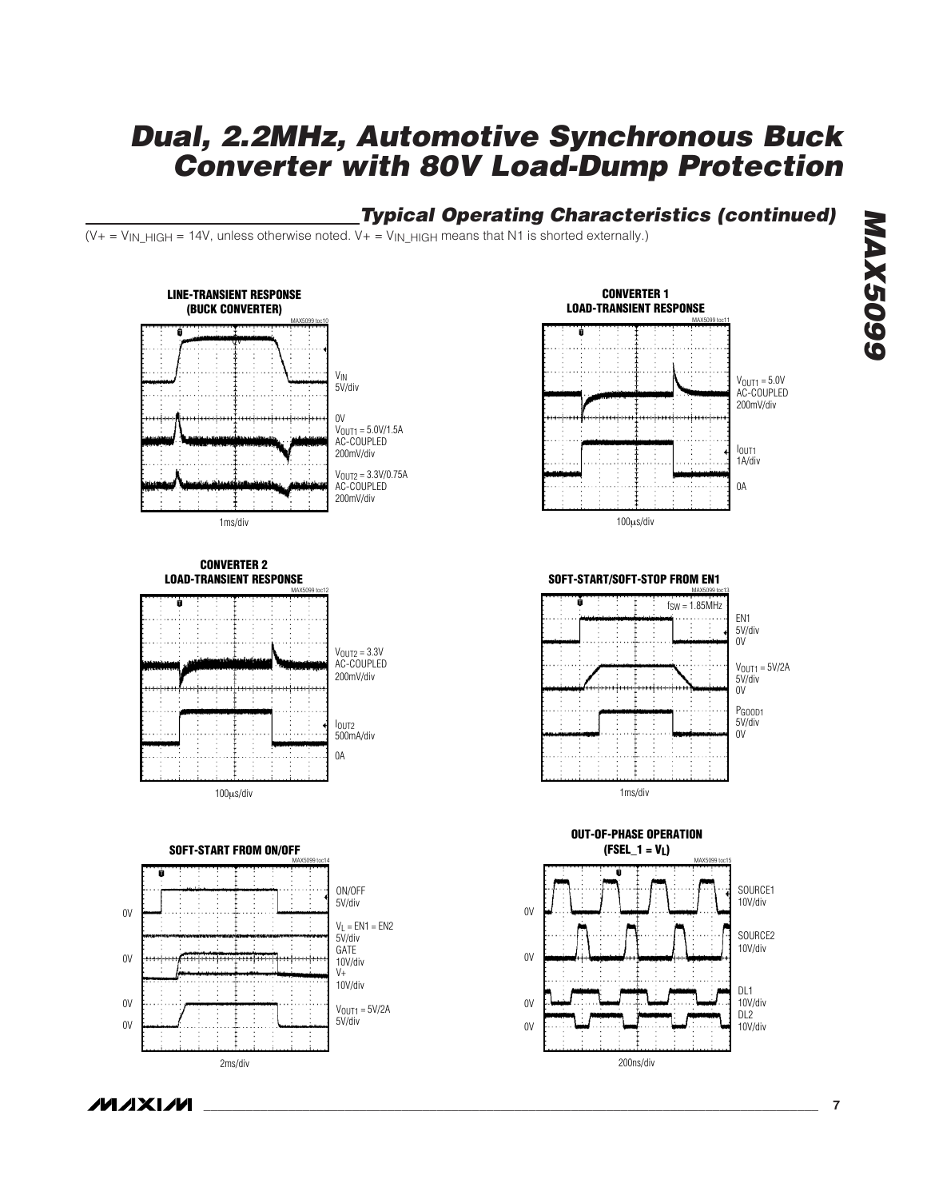## Typical Operating Characteristics (continued)

($V+ = V_{IN\_HIGH}$ = 14V, unless otherwise noted. $V+ = V_{IN\_HIGH}$ means that N1 is shorted externally.)

**LINE-TRANSIENT RESPONSE (BUCK CONVERTER)**

MAX5099 toc10

$V_{IN}$ 5V/div

0V

$V_{OUT1}$ = 5.0V/1.5A AC-COUPLED 200mV/div

$V_{OUT2}$ = 3.3V/0.75A AC-COUPLED 200mV/div

1ms/div

**CONVERTER 1 LOAD-TRANSIENT RESPONSE**

MAX5099 toc11

$V_{OUT1}$ = 5.0V AC-COUPLED 200mV/div

$I_{OUT1}$ 1A/div

0A

100µs/div

**CONVERTER 2 LOAD-TRANSIENT RESPONSE**

MAX5099 toc12

$V_{OUT2}$ = 3.3V AC-COUPLED 200mV/div

$I_{OUT2}$ 500mA/div

0A

100µs/div

**SOFT-START/SOFT-STOP FROM EN1**

MAX5099 toc13

$f_{SW}$ = 1.85MHz

EN1 5V/div 0V

$V_{OUT1}$ = 5V/2A 5V/div 0V

$P_{GOOD1}$ 5V/div 0V

1ms/div

**SOFT-START FROM ON/OFF**

MAX5099 toc14

ON/OFF 5V/div

0V

$V_L$ = EN1 = EN2 5V/div

GATE 10V/div

V+ 10V/div

0V

0V

$V_{OUT1}$ = 5V/2A 5V/div

0V

2ms/div

**OUT-OF-PHASE OPERATION ($FSEL\_1 = V_L$)**

MAX5099 toc15

SOURCE1 10V/div

0V

SOURCE2 10V/div

0V

DL1 10V/div

0V

DL2 10V/div

0V

200ns/div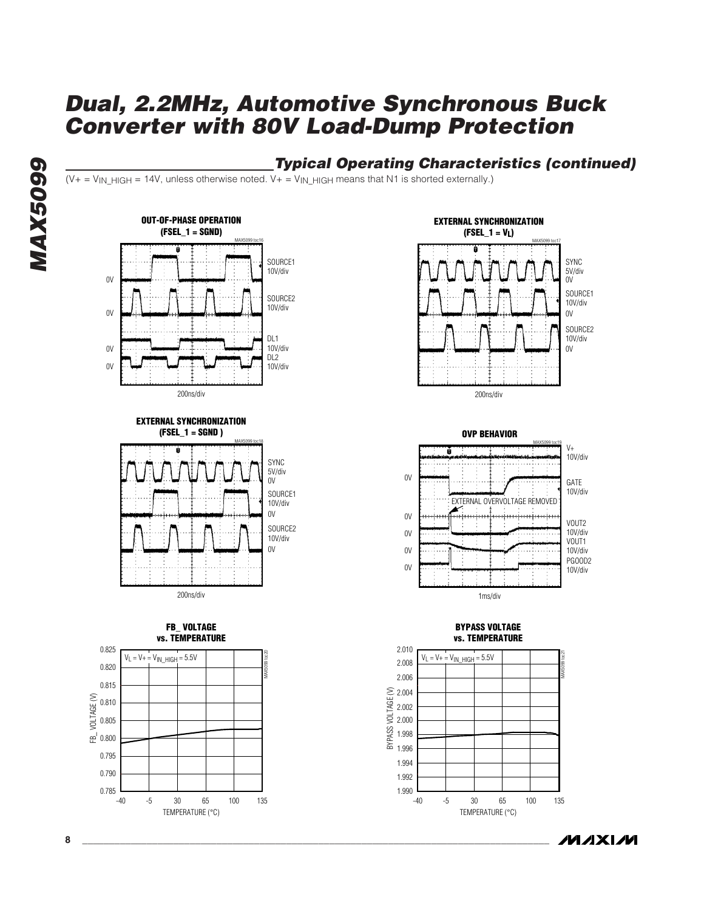## Typical Operating Characteristics (continued)

($V+ = V_{IN\_HIGH}$ = 14V, unless otherwise noted. $V+ = V_{IN\_HIGH}$ means that N1 is shorted externally.)

**OUT-OF-PHASE OPERATION (FSEL_1 = SGND)**

MAX5099 toc16

SOURCE1 10V/div
SOURCE2 10V/div
DL1 10V/div
DL2 10V/div

200ns/div

**EXTERNAL SYNCHRONIZATION ($FSEL\_1 = V_L$)**

MAX5099 toc17

SYNC 5V/div
SOURCE1 10V/div
SOURCE2 10V/div

200ns/div

**EXTERNAL SYNCHRONIZATION (FSEL_1 = SGND )**

MAX5099 toc18

SYNC 5V/div
SOURCE1 10V/div
SOURCE2 10V/div

200ns/div

**OVP BEHAVIOR**

MAX5099 toc19

V+ 10V/div
GATE 10V/div
EXTERNAL OVERVOLTAGE REMOVED
VOUT2 10V/div
VOUT1 10V/div
PGOOD2 10V/div

1ms/div

**FB_ VOLTAGE vs. TEMPERATURE**

MAX5099 toc20

$V_L = V+ = V_{IN\_HIGH}$ = 5.5V

FB_ VOLTAGE (V) vs. TEMPERATURE (°C)

**BYPASS VOLTAGE vs. TEMPERATURE**

MAX5099 toc21

$V_L = V+ = V_{IN\_HIGH}$ = 5.5V

BYPASS VOLTAGE (V) vs. TEMPERATURE (°C)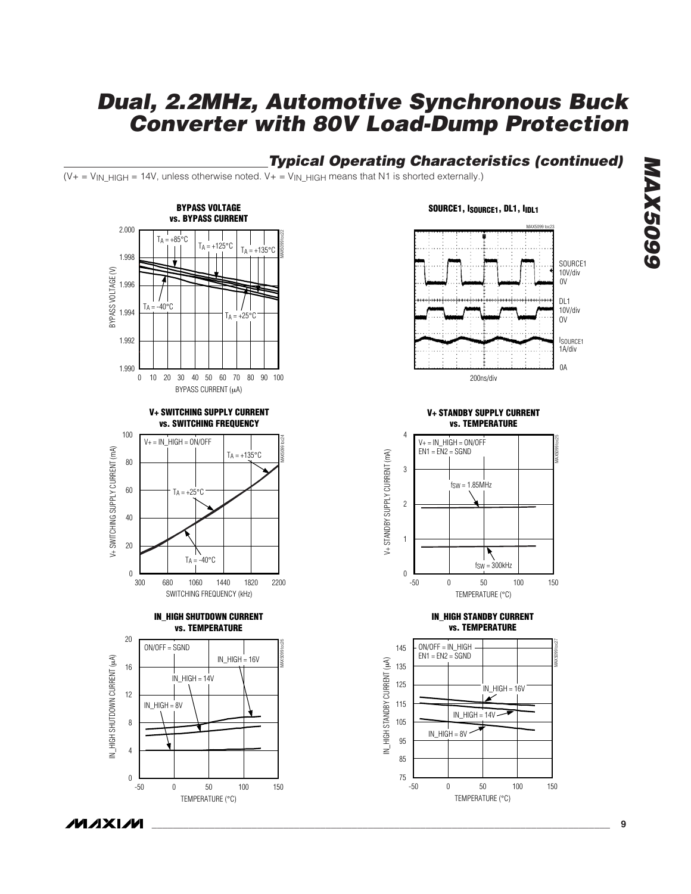## Typical Operating Characteristics (continued)

($V+ = V_{IN\_HIGH}$ = 14V, unless otherwise noted. $V+ = V_{IN\_HIGH}$ means that N1 is shorted externally.)

**BYPASS VOLTAGE vs. BYPASS CURRENT**

**SOURCE1, $I_{SOURCE1}$, DL1, $I_{IDL1}$**

**V+ SWITCHING SUPPLY CURRENT vs. SWITCHING FREQUENCY**

**V+ STANDBY SUPPLY CURRENT vs. TEMPERATURE**

**IN_HIGH SHUTDOWN CURRENT vs. TEMPERATURE**

**IN_HIGH STANDBY CURRENT vs. TEMPERATURE**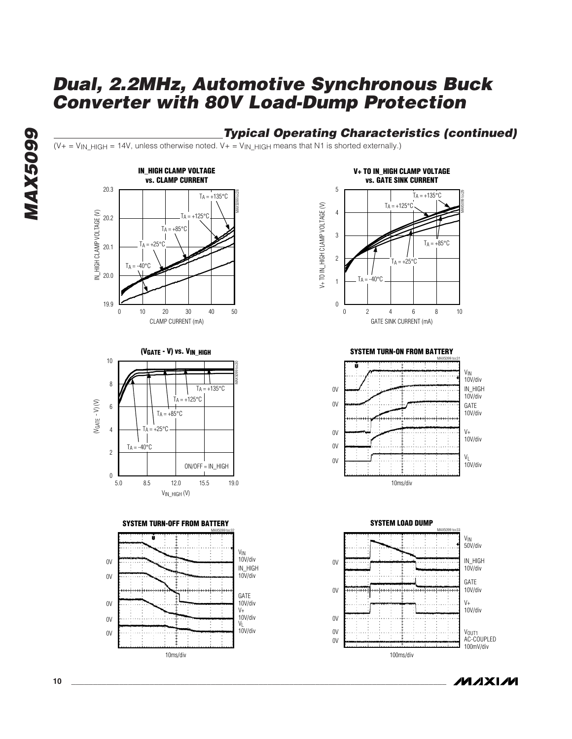## Typical Operating Characteristics (continued)

($V+ = V_{IN\_HIGH}$ = 14V, unless otherwise noted. $V+ = V_{IN\_HIGH}$ means that N1 is shorted externally.)

**IN_HIGH CLAMP VOLTAGE vs. CLAMP CURRENT**

**V+ TO IN_HIGH CLAMP VOLTAGE vs. GATE SINK CURRENT**

**($V_{GATE}$ - V) vs. $V_{IN\_HIGH}$**

**SYSTEM TURN-ON FROM BATTERY**

**SYSTEM TURN-OFF FROM BATTERY**

**SYSTEM LOAD DUMP**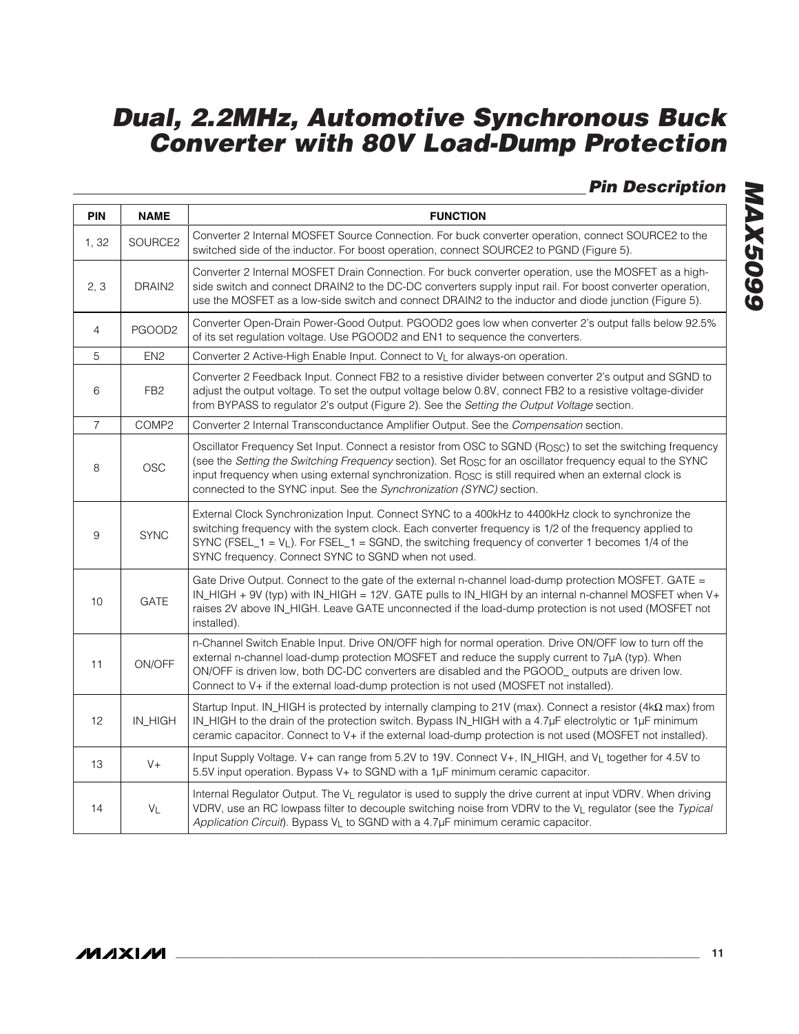## Pin Description

| PIN | NAME | FUNCTION |
|---|---|---|
| 1, 32 | SOURCE2 | Converter 2 Internal MOSFET Source Connection. For buck converter operation, connect SOURCE2 to the switched side of the inductor. For boost operation, connect SOURCE2 to PGND (Figure 5). |
| 2, 3 | DRAIN2 | Converter 2 Internal MOSFET Drain Connection. For buck converter operation, use the MOSFET as a high-side switch and connect DRAIN2 to the DC-DC converters supply input rail. For boost converter operation, use the MOSFET as a low-side switch and connect DRAIN2 to the inductor and diode junction (Figure 5). |
| 4 | PGOOD2 | Converter Open-Drain Power-Good Output. PGOOD2 goes low when converter 2's output falls below 92.5% of its set regulation voltage. Use PGOOD2 and EN1 to sequence the converters. |
| 5 | EN2 | Converter 2 Active-High Enable Input. Connect to $V_L$ for always-on operation. |
| 6 | FB2 | Converter 2 Feedback Input. Connect FB2 to a resistive divider between converter 2's output and SGND to adjust the output voltage. To set the output voltage below 0.8V, connect FB2 to a resistive voltage-divider from BYPASS to regulator 2's output (Figure 2). See the *Setting the Output Voltage* section. |
| 7 | COMP2 | Converter 2 Internal Transconductance Amplifier Output. See the *Compensation* section. |
| 8 | OSC | Oscillator Frequency Set Input. Connect a resistor from OSC to SGND ($R_{OSC}$) to set the switching frequency (see the *Setting the Switching Frequency* section). Set $R_{OSC}$ for an oscillator frequency equal to the SYNC input frequency when using external synchronization. $R_{OSC}$ is still required when an external clock is connected to the SYNC input. See the *Synchronization (SYNC)* section. |
| 9 | SYNC | External Clock Synchronization Input. Connect SYNC to a 400kHz to 4400kHz clock to synchronize the switching frequency with the system clock. Each converter frequency is 1/2 of the frequency applied to SYNC (FSEL_1 = $V_L$). For FSEL_1 = SGND, the switching frequency of converter 1 becomes 1/4 of the SYNC frequency. Connect SYNC to SGND when not used. |
| 10 | GATE | Gate Drive Output. Connect to the gate of the external n-channel load-dump protection MOSFET. GATE = IN_HIGH + 9V (typ) with IN_HIGH = 12V. GATE pulls to IN_HIGH by an internal n-channel MOSFET when V+ raises 2V above IN_HIGH. Leave GATE unconnected if the load-dump protection is not used (MOSFET not installed). |
| 11 | ON/OFF | n-Channel Switch Enable Input. Drive ON/OFF high for normal operation. Drive ON/OFF low to turn off the external n-channel load-dump protection MOSFET and reduce the supply current to 7µA (typ). When ON/OFF is driven low, both DC-DC converters are disabled and the PGOOD_ outputs are driven low. Connect to V+ if the external load-dump protection is not used (MOSFET not installed). |
| 12 | IN_HIGH | Startup Input. IN_HIGH is protected by internally clamping to 21V (max). Connect a resistor (4kΩ max) from IN_HIGH to the drain of the protection switch. Bypass IN_HIGH with a 4.7µF electrolytic or 1µF minimum ceramic capacitor. Connect to V+ if the external load-dump protection is not used (MOSFET not installed). |
| 13 | V+ | Input Supply Voltage. V+ can range from 5.2V to 19V. Connect V+, IN_HIGH, and $V_L$ together for 4.5V to 5.5V input operation. Bypass V+ to SGND with a 1µF minimum ceramic capacitor. |
| 14 | $V_L$ | Internal Regulator Output. The $V_L$ regulator is used to supply the drive current at input VDRV. When driving VDRV, use an RC lowpass filter to decouple switching noise from VDRV to the $V_L$ regulator (see the *Typical Application Circuit*). Bypass $V_L$ to SGND with a 4.7µF minimum ceramic capacitor. |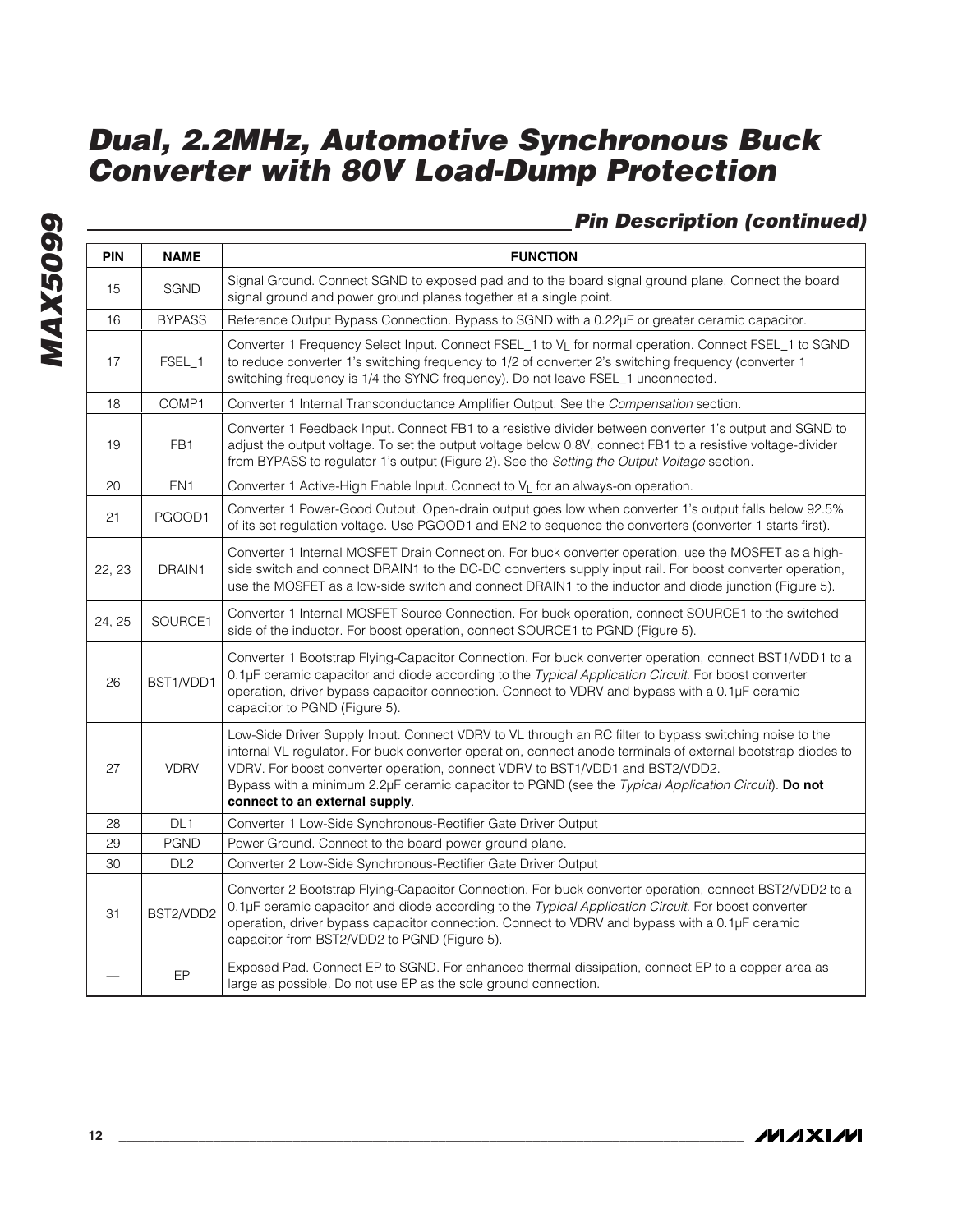## Pin Description (continued)

| PIN | NAME | FUNCTION |
|---|---|---|
| 15 | SGND | Signal Ground. Connect SGND to exposed pad and to the board signal ground plane. Connect the board signal ground and power ground planes together at a single point. |
| 16 | BYPASS | Reference Output Bypass Connection. Bypass to SGND with a 0.22µF or greater ceramic capacitor. |
| 17 | FSEL_1 | Converter 1 Frequency Select Input. Connect FSEL_1 to $V_L$ for normal operation. Connect FSEL_1 to SGND to reduce converter 1's switching frequency to 1/2 of converter 2's switching frequency (converter 1 switching frequency is 1/4 the SYNC frequency). Do not leave FSEL_1 unconnected. |
| 18 | COMP1 | Converter 1 Internal Transconductance Amplifier Output. See the *Compensation* section. |
| 19 | FB1 | Converter 1 Feedback Input. Connect FB1 to a resistive divider between converter 1's output and SGND to adjust the output voltage. To set the output voltage below 0.8V, connect FB1 to a resistive voltage-divider from BYPASS to regulator 1's output (Figure 2). See the *Setting the Output Voltage* section. |
| 20 | EN1 | Converter 1 Active-High Enable Input. Connect to $V_L$ for an always-on operation. |
| 21 | PGOOD1 | Converter 1 Power-Good Output. Open-drain output goes low when converter 1's output falls below 92.5% of its set regulation voltage. Use PGOOD1 and EN2 to sequence the converters (converter 1 starts first). |
| 22, 23 | DRAIN1 | Converter 1 Internal MOSFET Drain Connection. For buck converter operation, use the MOSFET as a high-side switch and connect DRAIN1 to the DC-DC converters supply input rail. For boost converter operation, use the MOSFET as a low-side switch and connect DRAIN1 to the inductor and diode junction (Figure 5). |
| 24, 25 | SOURCE1 | Converter 1 Internal MOSFET Source Connection. For buck operation, connect SOURCE1 to the switched side of the inductor. For boost operation, connect SOURCE1 to PGND (Figure 5). |
| 26 | BST1/VDD1 | Converter 1 Bootstrap Flying-Capacitor Connection. For buck converter operation, connect BST1/VDD1 to a 0.1µF ceramic capacitor and diode according to the *Typical Application Circuit*. For boost converter operation, driver bypass capacitor connection. Connect to VDRV and bypass with a 0.1µF ceramic capacitor to PGND (Figure 5). |
| 27 | VDRV | Low-Side Driver Supply Input. Connect VDRV to VL through an RC filter to bypass switching noise to the internal VL regulator. For buck converter operation, connect anode terminals of external bootstrap diodes to VDRV. For boost converter operation, connect VDRV to BST1/VDD1 and BST2/VDD2. Bypass with a minimum 2.2µF ceramic capacitor to PGND (see the *Typical Application Circuit*). **Do not connect to an external supply**. |
| 28 | DL1 | Converter 1 Low-Side Synchronous-Rectifier Gate Driver Output |
| 29 | PGND | Power Ground. Connect to the board power ground plane. |
| 30 | DL2 | Converter 2 Low-Side Synchronous-Rectifier Gate Driver Output |
| 31 | BST2/VDD2 | Converter 2 Bootstrap Flying-Capacitor Connection. For buck converter operation, connect BST2/VDD2 to a 0.1µF ceramic capacitor and diode according to the *Typical Application Circuit*. For boost converter operation, driver bypass capacitor connection. Connect to VDRV and bypass with a 0.1µF ceramic capacitor from BST2/VDD2 to PGND (Figure 5). |
| — | EP | Exposed Pad. Connect EP to SGND. For enhanced thermal dissipation, connect EP to a copper area as large as possible. Do not use EP as the sole ground connection. |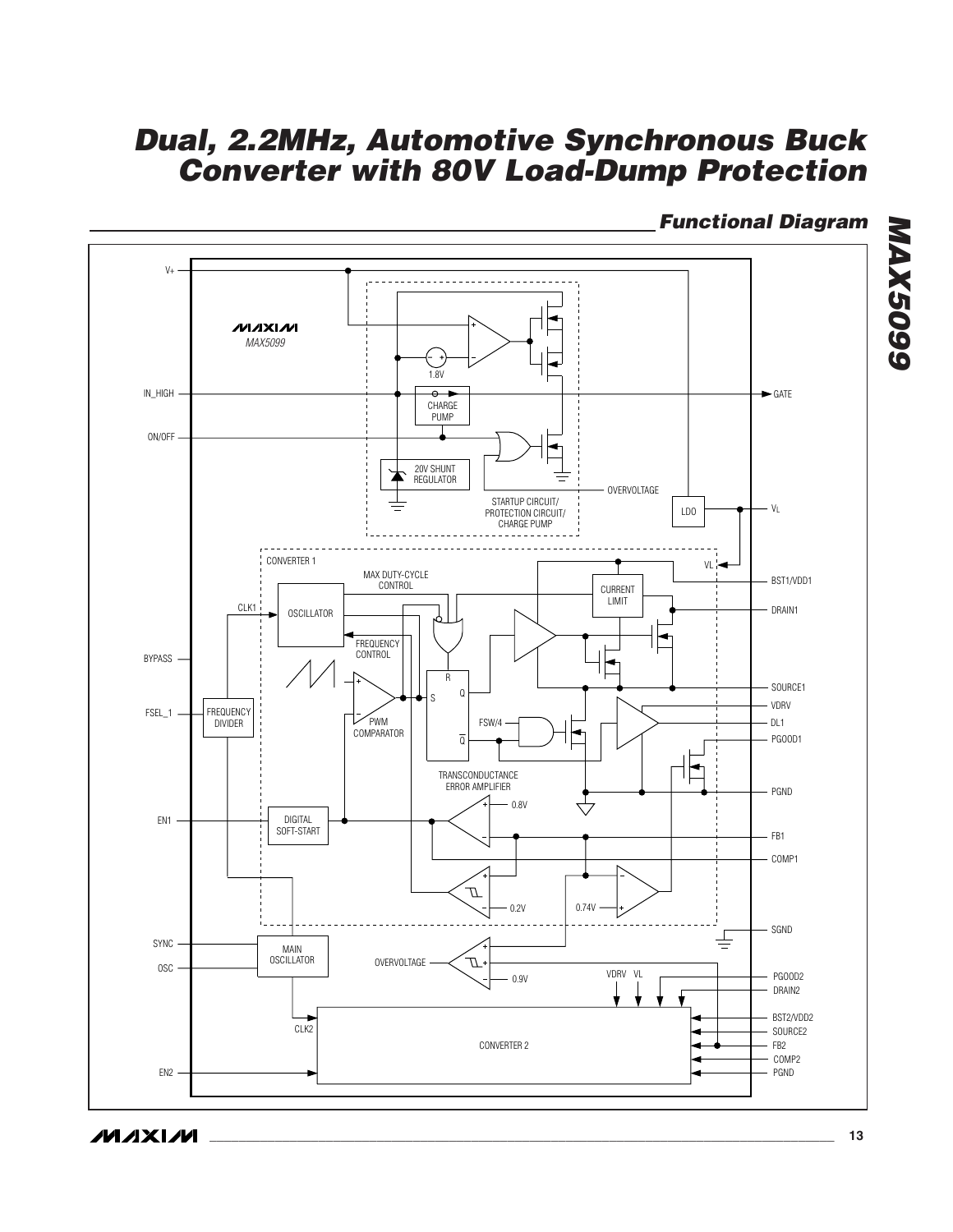## Functional Diagram

V+

MAXIM
MAX5099

1.8V

IN_HIGH

CHARGE PUMP

GATE

ON/OFF

20V SHUNT REGULATOR

OVERVOLTAGE

STARTUP CIRCUIT/ PROTECTION CIRCUIT/ CHARGE PUMP

LDO

$V_L$

CONVERTER 1

$V_L$

BST1/VDD1

MAX DUTY-CYCLE CONTROL

CURRENT LIMIT

CLK1

OSCILLATOR

DRAIN1

FREQUENCY CONTROL

BYPASS

R

SOURCE1

S

Q

VDRV

FSEL_1

FREQUENCY DIVIDER

PWM COMPARATOR

FSW/4

DL1

Q̄

PGOOD1

TRANSCONDUCTANCE ERROR AMPLIFIER

PGND

0.8V

EN1

DIGITAL SOFT-START

FB1

COMP1

0.2V

0.74V

SGND

SYNC

MAIN OSCILLATOR

OVERVOLTAGE

OSC

0.9V

VDRV VL

PGOOD2

DRAIN2

BST2/VDD2

CLK2

SOURCE2

CONVERTER 2

FB2

COMP2

EN2

PGND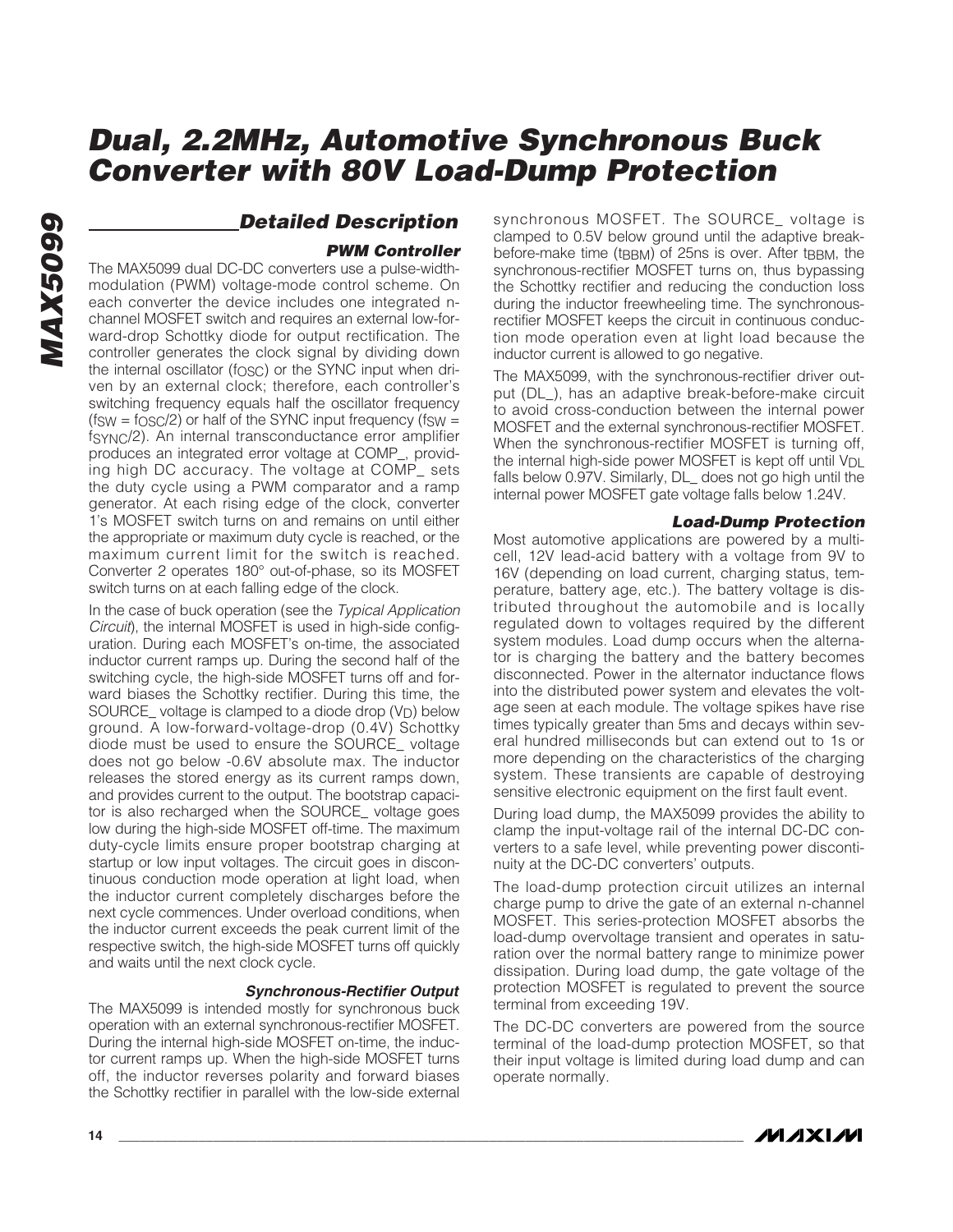## Detailed Description

### PWM Controller

The MAX5099 dual DC-DC converters use a pulse-width-modulation (PWM) voltage-mode control scheme. On each converter the device includes one integrated n-channel MOSFET switch and requires an external low-forward-drop Schottky diode for output rectification. The controller generates the clock signal by dividing down the internal oscillator ($f_{OSC}$) or the SYNC input when driven by an external clock; therefore, each controller's switching frequency equals half the oscillator frequency ($f_{SW} = f_{OSC}/2$) or half of the SYNC input frequency ($f_{SW} = f_{SYNC}/2$). An internal transconductance error amplifier produces an integrated error voltage at COMP_, providing high DC accuracy. The voltage at COMP_ sets the duty cycle using a PWM comparator and a ramp generator. At each rising edge of the clock, converter 1's MOSFET switch turns on and remains on until either the appropriate or maximum duty cycle is reached, or the maximum current limit for the switch is reached. Converter 2 operates 180° out-of-phase, so its MOSFET switch turns on at each falling edge of the clock.

In the case of buck operation (see the *Typical Application Circuit*), the internal MOSFET is used in high-side configuration. During each MOSFET's on-time, the associated inductor current ramps up. During the second half of the switching cycle, the high-side MOSFET turns off and forward biases the Schottky rectifier. During this time, the SOURCE_ voltage is clamped to a diode drop ($V_D$) below ground. A low-forward-voltage-drop (0.4V) Schottky diode must be used to ensure the SOURCE_ voltage does not go below -0.6V absolute max. The inductor releases the stored energy as its current ramps down, and provides current to the output. The bootstrap capacitor is also recharged when the SOURCE_ voltage goes low during the high-side MOSFET off-time. The maximum duty-cycle limits ensure proper bootstrap charging at startup or low input voltages. The circuit goes in discontinuous conduction mode operation at light load, when the inductor current completely discharges before the next cycle commences. Under overload conditions, when the inductor current exceeds the peak current limit of the respective switch, the high-side MOSFET turns off quickly and waits until the next clock cycle.

### Synchronous-Rectifier Output

The MAX5099 is intended mostly for synchronous buck operation with an external synchronous-rectifier MOSFET. During the internal high-side MOSFET on-time, the inductor current ramps up. When the high-side MOSFET turns off, the inductor reverses polarity and forward biases the Schottky rectifier in parallel with the low-side external synchronous MOSFET. The SOURCE_ voltage is clamped to 0.5V below ground until the adaptive break-before-make time ($t_{BBM}$) of 25ns is over. After $t_{BBM}$, the synchronous-rectifier MOSFET turns on, thus bypassing the Schottky rectifier and reducing the conduction loss during the inductor freewheeling time. The synchronous-rectifier MOSFET keeps the circuit in continuous conduction mode operation even at light load because the inductor current is allowed to go negative.

The MAX5099, with the synchronous-rectifier driver output (DL_), has an adaptive break-before-make circuit to avoid cross-conduction between the internal power MOSFET and the external synchronous-rectifier MOSFET. When the synchronous-rectifier MOSFET is turning off, the internal high-side power MOSFET is kept off until $V_{DL}$ falls below 0.97V. Similarly, DL_ does not go high until the internal power MOSFET gate voltage falls below 1.24V.

### Load-Dump Protection

Most automotive applications are powered by a multi-cell, 12V lead-acid battery with a voltage from 9V to 16V (depending on load current, charging status, temperature, battery age, etc.). The battery voltage is distributed throughout the automobile and is locally regulated down to voltages required by the different system modules. Load dump occurs when the alternator is charging the battery and the battery becomes disconnected. Power in the alternator inductance flows into the distributed power system and elevates the voltage seen at each module. The voltage spikes have rise times typically greater than 5ms and decays within several hundred milliseconds but can extend out to 1s or more depending on the characteristics of the charging system. These transients are capable of destroying sensitive electronic equipment on the first fault event.

During load dump, the MAX5099 provides the ability to clamp the input-voltage rail of the internal DC-DC converters to a safe level, while preventing power discontinuity at the DC-DC converters' outputs.

The load-dump protection circuit utilizes an internal charge pump to drive the gate of an external n-channel MOSFET. This series-protection MOSFET absorbs the load-dump overvoltage transient and operates in saturation over the normal battery range to minimize power dissipation. During load dump, the gate voltage of the protection MOSFET is regulated to prevent the source terminal from exceeding 19V.

The DC-DC converters are powered from the source terminal of the load-dump protection MOSFET, so that their input voltage is limited during load dump and can operate normally.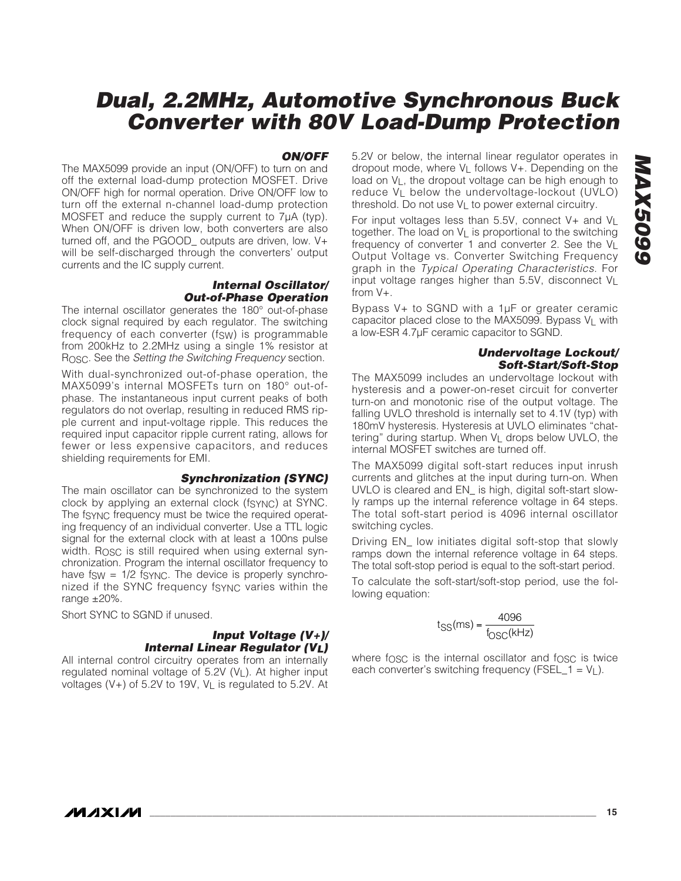### ON/OFF

The MAX5099 provide an input (ON/OFF) to turn on and off the external load-dump protection MOSFET. Drive ON/OFF high for normal operation. Drive ON/OFF low to turn off the external n-channel load-dump protection MOSFET and reduce the supply current to 7µA (typ). When ON/OFF is driven low, both converters are also turned off, and the PGOOD_ outputs are driven, low. V+ will be self-discharged through the converters' output currents and the IC supply current.

### Internal Oscillator/ Out-of-Phase Operation

The internal oscillator generates the 180° out-of-phase clock signal required by each regulator. The switching frequency of each converter ($f_{SW}$) is programmable from 200kHz to 2.2MHz using a single 1% resistor at $R_{OSC}$. See the *Setting the Switching Frequency* section.

With dual-synchronized out-of-phase operation, the MAX5099's internal MOSFETs turn on 180° out-of-phase. The instantaneous input current peaks of both regulators do not overlap, resulting in reduced RMS ripple current and input-voltage ripple. This reduces the required input capacitor ripple current rating, allows for fewer or less expensive capacitors, and reduces shielding requirements for EMI.

### Synchronization (SYNC)

The main oscillator can be synchronized to the system clock by applying an external clock ($f_{SYNC}$) at SYNC. The $f_{SYNC}$ frequency must be twice the required operating frequency of an individual converter. Use a TTL logic signal for the external clock with at least a 100ns pulse width. $R_{OSC}$ is still required when using external synchronization. Program the internal oscillator frequency to have $f_{SW}$ = 1/2 $f_{SYNC}$. The device is properly synchronized if the SYNC frequency $f_{SYNC}$ varies within the range ±20%.

Short SYNC to SGND if unused.

### Input Voltage (V+)/ Internal Linear Regulator ($V_L$)

All internal control circuitry operates from an internally regulated nominal voltage of 5.2V ($V_L$). At higher input voltages (V+) of 5.2V to 19V, $V_L$ is regulated to 5.2V. At 5.2V or below, the internal linear regulator operates in dropout mode, where $V_L$ follows V+. Depending on the load on $V_L$, the dropout voltage can be high enough to reduce $V_L$ below the undervoltage-lockout (UVLO) threshold. Do not use $V_L$ to power external circuitry.

For input voltages less than 5.5V, connect V+ and $V_L$ together. The load on $V_L$ is proportional to the switching frequency of converter 1 and converter 2. See the $V_L$ Output Voltage vs. Converter Switching Frequency graph in the *Typical Operating Characteristics*. For input voltage ranges higher than 5.5V, disconnect $V_L$ from V+.

Bypass V+ to SGND with a 1µF or greater ceramic capacitor placed close to the MAX5099. Bypass $V_L$ with a low-ESR 4.7µF ceramic capacitor to SGND.

### Undervoltage Lockout/ Soft-Start/Soft-Stop

The MAX5099 includes an undervoltage lockout with hysteresis and a power-on-reset circuit for converter turn-on and monotonic rise of the output voltage. The falling UVLO threshold is internally set to 4.1V (typ) with 180mV hysteresis. Hysteresis at UVLO eliminates "chattering" during startup. When $V_L$ drops below UVLO, the internal MOSFET switches are turned off.

The MAX5099 digital soft-start reduces input inrush currents and glitches at the input during turn-on. When UVLO is cleared and EN_ is high, digital soft-start slowly ramps up the internal reference voltage in 64 steps. The total soft-start period is 4096 internal oscillator switching cycles.

Driving EN_ low initiates digital soft-stop that slowly ramps down the internal reference voltage in 64 steps. The total soft-stop period is equal to the soft-start period.

To calculate the soft-start/soft-stop period, use the following equation:

$$t_{SS}(ms) = \frac{4096}{f_{OSC}(kHz)}$$

where $f_{OSC}$ is the internal oscillator and $f_{OSC}$ is twice each converter's switching frequency (FSEL_1 = $V_L$).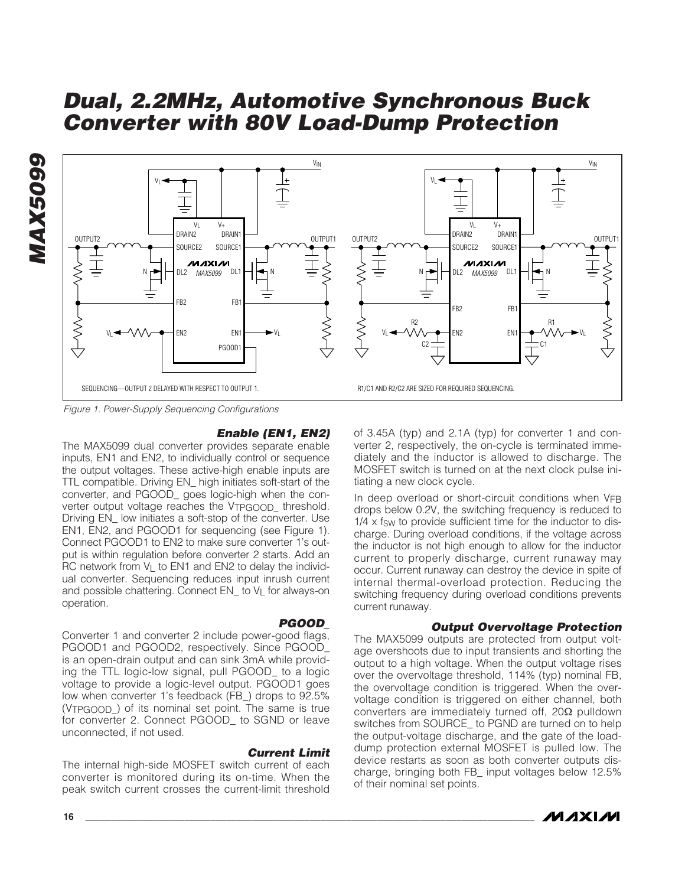SEQUENCING—OUTPUT 2 DELAYED WITH RESPECT TO OUTPUT 1.

R1/C1 AND R2/C2 ARE SIZED FOR REQUIRED SEQUENCING.

*Figure 1. Power-Supply Sequencing Configurations*

### Enable (EN1, EN2)

The MAX5099 dual converter provides separate enable inputs, EN1 and EN2, to individually control or sequence the output voltages. These active-high enable inputs are TTL compatible. Driving EN_ high initiates soft-start of the converter, and PGOOD_ goes logic-high when the converter output voltage reaches the $V_{TPGOOD\_}$ threshold. Driving EN_ low initiates a soft-stop of the converter. Use EN1, EN2, and PGOOD1 for sequencing (see Figure 1). Connect PGOOD1 to EN2 to make sure converter 1's output is within regulation before converter 2 starts. Add an RC network from $V_L$ to EN1 and EN2 to delay the individual converter. Sequencing reduces input inrush current and possible chattering. Connect EN_ to $V_L$ for always-on operation.

### PGOOD_

Converter 1 and converter 2 include power-good flags, PGOOD1 and PGOOD2, respectively. Since PGOOD_ is an open-drain output and can sink 3mA while providing the TTL logic-low signal, pull PGOOD_ to a logic voltage to provide a logic-level output. PGOOD1 goes low when converter 1's feedback (FB_) drops to 92.5% ($V_{TPGOOD\_}$) of its nominal set point. The same is true for converter 2. Connect PGOOD_ to SGND or leave unconnected, if not used.

### Current Limit

The internal high-side MOSFET switch current of each converter is monitored during its on-time. When the peak switch current crosses the current-limit threshold of 3.45A (typ) and 2.1A (typ) for converter 1 and converter 2, respectively, the on-cycle is terminated immediately and the inductor is allowed to discharge. The MOSFET switch is turned on at the next clock pulse initiating a new clock cycle.

In deep overload or short-circuit conditions when $V_{FB}$ drops below 0.2V, the switching frequency is reduced to $1/4 \times f_{SW}$ to provide sufficient time for the inductor to discharge. During overload conditions, if the voltage across the inductor is not high enough to allow for the inductor current to properly discharge, current runaway may occur. Current runaway can destroy the device in spite of internal thermal-overload protection. Reducing the switching frequency during overload conditions prevents current runaway.

### Output Overvoltage Protection

The MAX5099 outputs are protected from output voltage overshoots due to input transients and shorting the output to a high voltage. When the output voltage rises over the overvoltage threshold, 114% (typ) nominal FB, the overvoltage condition is triggered. When the overvoltage condition is triggered on either channel, both converters are immediately turned off, 20Ω pulldown switches from SOURCE_ to PGND are turned on to help the output-voltage discharge, and the gate of the load-dump protection external MOSFET is pulled low. The device restarts as soon as both converter outputs discharge, bringing both FB_ input voltages below 12.5% of their nominal set points.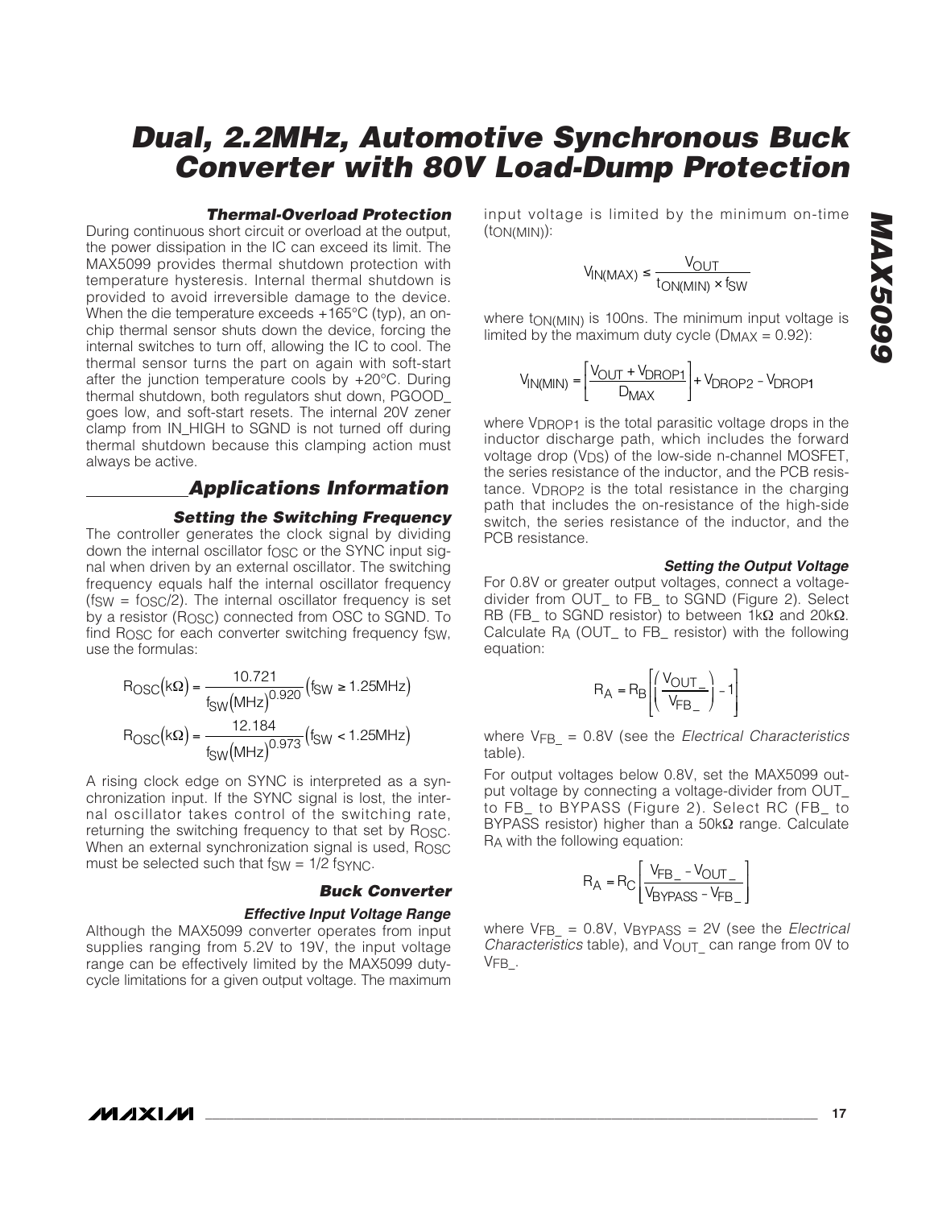### Thermal-Overload Protection

During continuous short circuit or overload at the output, the power dissipation in the IC can exceed its limit. The MAX5099 provides thermal shutdown protection with temperature hysteresis. Internal thermal shutdown is provided to avoid irreversible damage to the device. When the die temperature exceeds +165°C (typ), an on-chip thermal sensor shuts down the device, forcing the internal switches to turn off, allowing the IC to cool. The thermal sensor turns the part on again with soft-start after the junction temperature cools by +20°C. During thermal shutdown, both regulators shut down, PGOOD_ goes low, and soft-start resets. The internal 20V zener clamp from IN_HIGH to SGND is not turned off during thermal shutdown because this clamping action must always be active.

## Applications Information

### Setting the Switching Frequency

The controller generates the clock signal by dividing down the internal oscillator $f_{OSC}$ or the SYNC input signal when driven by an external oscillator. The switching frequency equals half the internal oscillator frequency ($f_{SW} = f_{OSC}/2$). The internal oscillator frequency is set by a resistor ($R_{OSC}$) connected from OSC to SGND. To find $R_{OSC}$ for each converter switching frequency $f_{SW}$, use the formulas:

$$R_{OSC}(k\Omega) = \frac{10.721}{f_{SW}(MHz)^{0.920}} \left(f_{SW} \geq 1.25MHz\right)$$

$$R_{OSC}(k\Omega) = \frac{12.184}{f_{SW}(MHz)^{0.973}} \left(f_{SW} < 1.25MHz\right)$$

A rising clock edge on SYNC is interpreted as a synchronization input. If the SYNC signal is lost, the internal oscillator takes control of the switching rate, returning the switching frequency to that set by $R_{OSC}$. When an external synchronization signal is used, $R_{OSC}$ must be selected such that $f_{SW} = 1/2\ f_{SYNC}$.

### Buck Converter

#### Effective Input Voltage Range

Although the MAX5099 converter operates from input supplies ranging from 5.2V to 19V, the input voltage range can be effectively limited by the MAX5099 duty-cycle limitations for a given output voltage. The maximum input voltage is limited by the minimum on-time ($t_{ON(MIN)}$):

$$V_{IN(MAX)} \leq \frac{V_{OUT}}{t_{ON(MIN)} \times f_{SW}}$$

where $t_{ON(MIN)}$ is 100ns. The minimum input voltage is limited by the maximum duty cycle ($D_{MAX} = 0.92$):

$$V_{IN(MIN)} = \left[\frac{V_{OUT} + V_{DROP1}}{D_{MAX}}\right] + V_{DROP2} - V_{DROP1}$$

where $V_{DROP1}$ is the total parasitic voltage drops in the inductor discharge path, which includes the forward voltage drop ($V_{DS}$) of the low-side n-channel MOSFET, the series resistance of the inductor, and the PCB resistance. $V_{DROP2}$ is the total resistance in the charging path that includes the on-resistance of the high-side switch, the series resistance of the inductor, and the PCB resistance.

#### Setting the Output Voltage

For 0.8V or greater output voltages, connect a voltage-divider from OUT_ to FB_ to SGND (Figure 2). Select RB (FB_ to SGND resistor) to between 1kΩ and 20kΩ. Calculate $R_A$ (OUT_ to FB_ resistor) with the following equation:

$$R_A = R_B\left[\left(\frac{V_{OUT\_}}{V_{FB\_}}\right) - 1\right]$$

where $V_{FB\_}$ = 0.8V (see the *Electrical Characteristics* table).

For output voltages below 0.8V, set the MAX5099 output voltage by connecting a voltage-divider from OUT_ to FB_ to BYPASS (Figure 2). Select RC (FB_ to BYPASS resistor) higher than a 50kΩ range. Calculate $R_A$ with the following equation:

$$R_A = R_C\left[\frac{V_{FB\_} - V_{OUT\_}}{V_{BYPASS} - V_{FB\_}}\right]$$

where $V_{FB\_}$ = 0.8V, $V_{BYPASS}$ = 2V (see the *Electrical Characteristics* table), and $V_{OUT\_}$ can range from 0V to $V_{FB\_}$.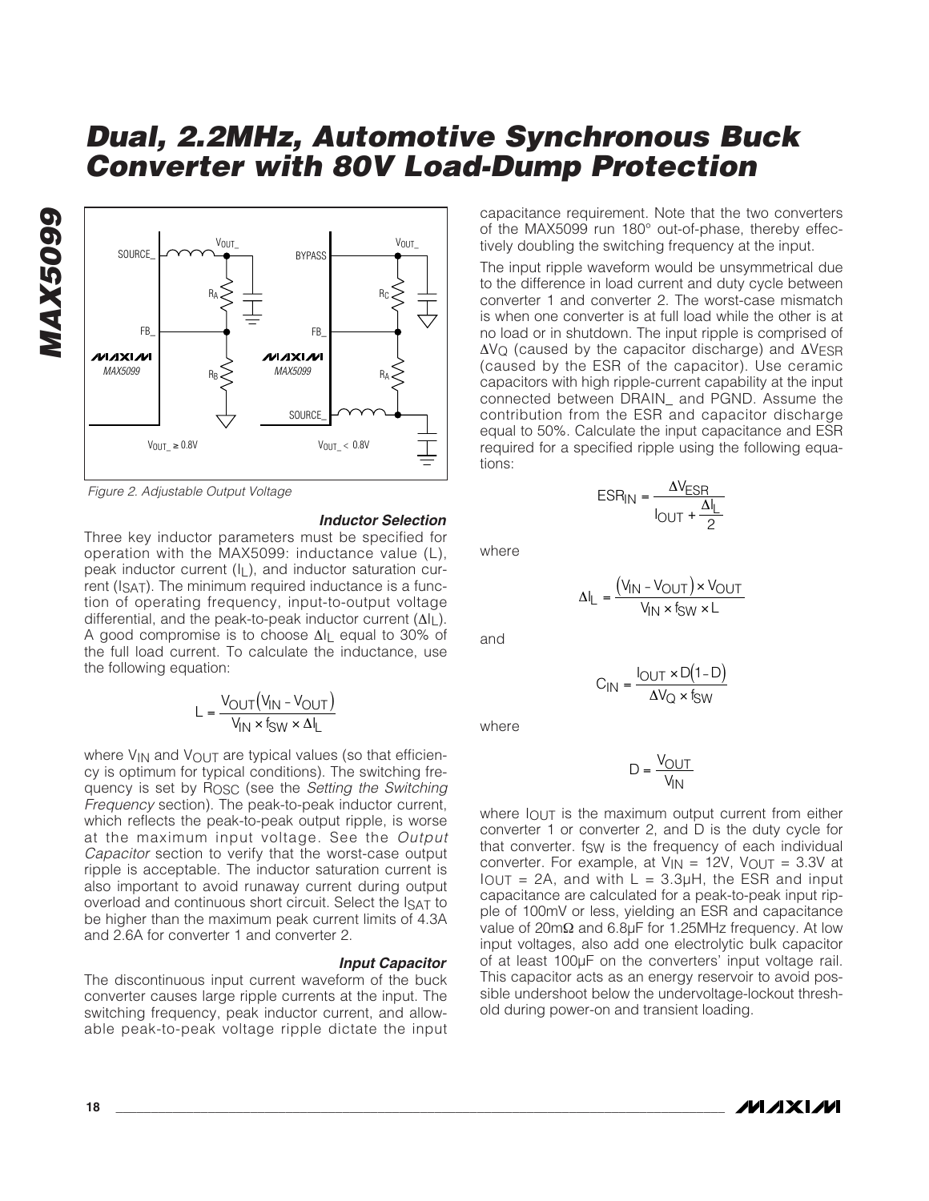Figure 2. Adjustable Output Voltage

### Inductor Selection

Three key inductor parameters must be specified for operation with the MAX5099: inductance value (L), peak inductor current ($I_L$), and inductor saturation current ($I_{SAT}$). The minimum required inductance is a function of operating frequency, input-to-output voltage differential, and the peak-to-peak inductor current ($\Delta I_L$). A good compromise is to choose $\Delta I_L$ equal to 30% of the full load current. To calculate the inductance, use the following equation:

$$L = \frac{V_{OUT}(V_{IN} - V_{OUT})}{V_{IN} \times f_{SW} \times \Delta I_L}$$

where $V_{IN}$ and $V_{OUT}$ are typical values (so that efficiency is optimum for typical conditions). The switching frequency is set by $R_{OSC}$ (see the *Setting the Switching Frequency* section). The peak-to-peak inductor current, which reflects the peak-to-peak output ripple, is worse at the maximum input voltage. See the *Output Capacitor* section to verify that the worst-case output ripple is acceptable. The inductor saturation current is also important to avoid runaway current during output overload and continuous short circuit. Select the $I_{SAT}$ to be higher than the maximum peak current limits of 4.3A and 2.6A for converter 1 and converter 2.

### Input Capacitor

The discontinuous input current waveform of the buck converter causes large ripple currents at the input. The switching frequency, peak inductor current, and allowable peak-to-peak voltage ripple dictate the input capacitance requirement. Note that the two converters of the MAX5099 run 180° out-of-phase, thereby effectively doubling the switching frequency at the input.

The input ripple waveform would be unsymmetrical due to the difference in load current and duty cycle between converter 1 and converter 2. The worst-case mismatch is when one converter is at full load while the other is at no load or in shutdown. The input ripple is comprised of $\Delta V_Q$ (caused by the capacitor discharge) and $\Delta V_{ESR}$ (caused by the ESR of the capacitor). Use ceramic capacitors with high ripple-current capability at the input connected between DRAIN_ and PGND. Assume the contribution from the ESR and capacitor discharge equal to 50%. Calculate the input capacitance and ESR required for a specified ripple using the following equations:

$$ESR_{IN} = \frac{\Delta V_{ESR}}{I_{OUT} + \frac{\Delta I_L}{2}}$$

where

$$\Delta I_L = \frac{(V_{IN} - V_{OUT}) \times V_{OUT}}{V_{IN} \times f_{SW} \times L}$$

and

$$C_{IN} = \frac{I_{OUT} \times D(1 - D)}{\Delta V_Q \times f_{SW}}$$

where

$$D = \frac{V_{OUT}}{V_{IN}}$$

where $I_{OUT}$ is the maximum output current from either converter 1 or converter 2, and D is the duty cycle for that converter. $f_{SW}$ is the frequency of each individual converter. For example, at $V_{IN}$ = 12V, $V_{OUT}$ = 3.3V at $I_{OUT}$ = 2A, and with L = 3.3µH, the ESR and input capacitance are calculated for a peak-to-peak input ripple of 100mV or less, yielding an ESR and capacitance value of 20mΩ and 6.8µF for 1.25MHz frequency. At low input voltages, also add one electrolytic bulk capacitor of at least 100µF on the converters' input voltage rail. This capacitor acts as an energy reservoir to avoid possible undershoot below the undervoltage-lockout threshold during power-on and transient loading.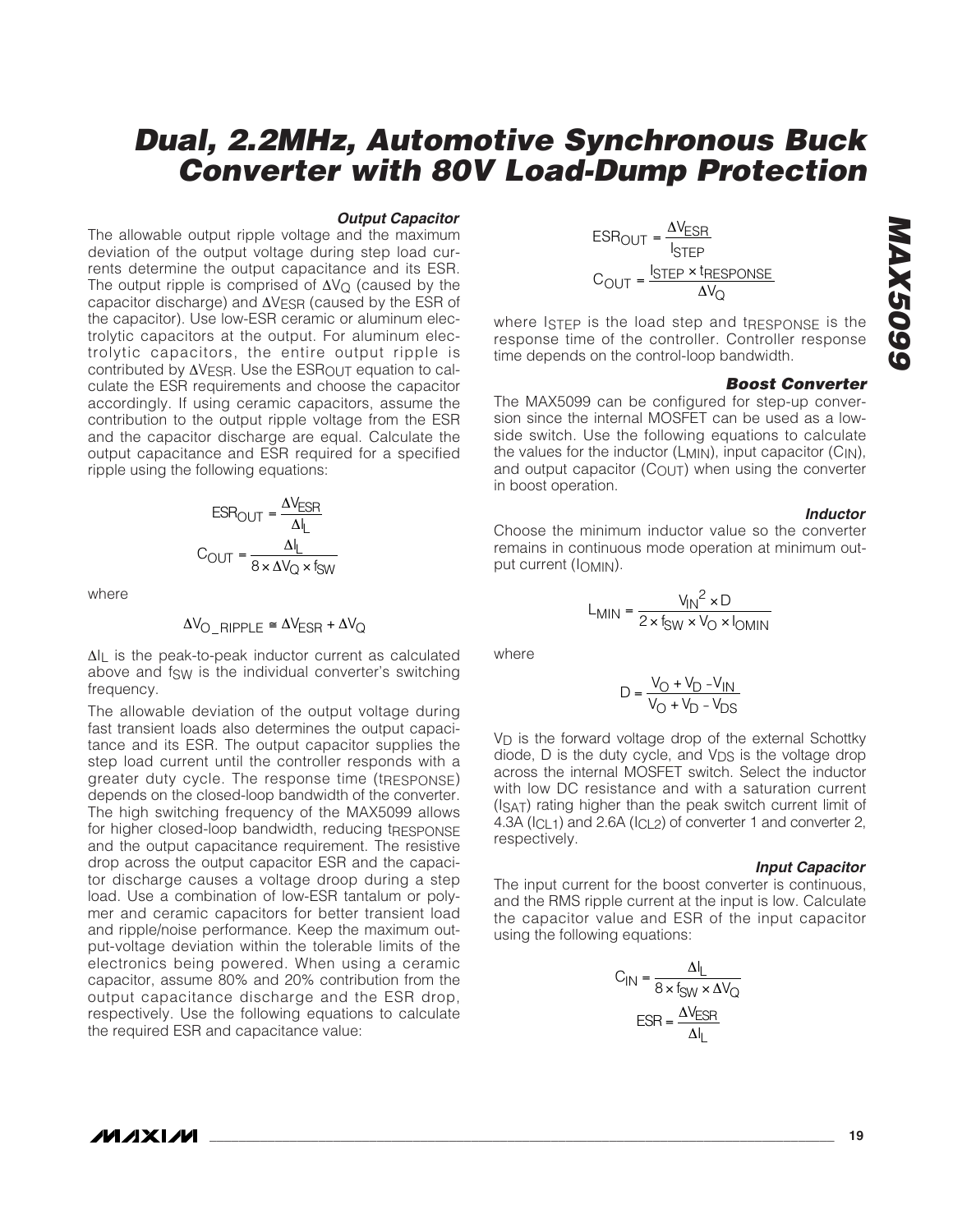### Output Capacitor

The allowable output ripple voltage and the maximum deviation of the output voltage during step load currents determine the output capacitance and its ESR. The output ripple is comprised of $\Delta V_Q$ (caused by the capacitor discharge) and $\Delta V_{ESR}$ (caused by the ESR of the capacitor). Use low-ESR ceramic or aluminum electrolytic capacitors at the output. For aluminum electrolytic capacitors, the entire output ripple is contributed by $\Delta V_{ESR}$. Use the $ESR_{OUT}$ equation to calculate the ESR requirements and choose the capacitor accordingly. If using ceramic capacitors, assume the contribution to the output ripple voltage from the ESR and the capacitor discharge are equal. Calculate the output capacitance and ESR required for a specified ripple using the following equations:

$$ESR_{OUT} = \frac{\Delta V_{ESR}}{\Delta I_L}$$

$$C_{OUT} = \frac{\Delta I_L}{8 \times \Delta V_Q \times f_{SW}}$$

where

$$\Delta V_{O\_RIPPLE} \cong \Delta V_{ESR} + \Delta V_Q$$

$\Delta I_L$ is the peak-to-peak inductor current as calculated above and $f_{SW}$ is the individual converter's switching frequency.

The allowable deviation of the output voltage during fast transient loads also determines the output capacitance and its ESR. The output capacitor supplies the step load current until the controller responds with a greater duty cycle. The response time ($t_{RESPONSE}$) depends on the closed-loop bandwidth of the converter. The high switching frequency of the MAX5099 allows for higher closed-loop bandwidth, reducing $t_{RESPONSE}$ and the output capacitance requirement. The resistive drop across the output capacitor ESR and the capacitor discharge causes a voltage droop during a step load. Use a combination of low-ESR tantalum or polymer and ceramic capacitors for better transient load and ripple/noise performance. Keep the maximum output-voltage deviation within the tolerable limits of the electronics being powered. When using a ceramic capacitor, assume 80% and 20% contribution from the output capacitance discharge and the ESR drop, respectively. Use the following equations to calculate the required ESR and capacitance value:

$$ESR_{OUT} = \frac{\Delta V_{ESR}}{I_{STEP}}$$

$$C_{OUT} = \frac{I_{STEP} \times t_{RESPONSE}}{\Delta V_Q}$$

where $I_{STEP}$ is the load step and $t_{RESPONSE}$ is the response time of the controller. Controller response time depends on the control-loop bandwidth.

### Boost Converter

The MAX5099 can be configured for step-up conversion since the internal MOSFET can be used as a low-side switch. Use the following equations to calculate the values for the inductor ($L_{MIN}$), input capacitor ($C_{IN}$), and output capacitor ($C_{OUT}$) when using the converter in boost operation.

### Inductor

Choose the minimum inductor value so the converter remains in continuous mode operation at minimum output current ($I_{OMIN}$).

$$L_{MIN} = \frac{V_{IN}^2 \times D}{2 \times f_{SW} \times V_O \times I_{OMIN}}$$

where

$$D = \frac{V_O + V_D - V_{IN}}{V_O + V_D - V_{DS}}$$

$V_D$ is the forward voltage drop of the external Schottky diode, D is the duty cycle, and $V_{DS}$ is the voltage drop across the internal MOSFET switch. Select the inductor with low DC resistance and with a saturation current ($I_{SAT}$) rating higher than the peak switch current limit of 4.3A ($I_{CL1}$) and 2.6A ($I_{CL2}$) of converter 1 and converter 2, respectively.

### Input Capacitor

The input current for the boost converter is continuous, and the RMS ripple current at the input is low. Calculate the capacitor value and ESR of the input capacitor using the following equations:

$$C_{IN} = \frac{\Delta I_L}{8 \times f_{SW} \times \Delta V_Q}$$

$$ESR = \frac{\Delta V_{ESR}}{\Delta I_L}$$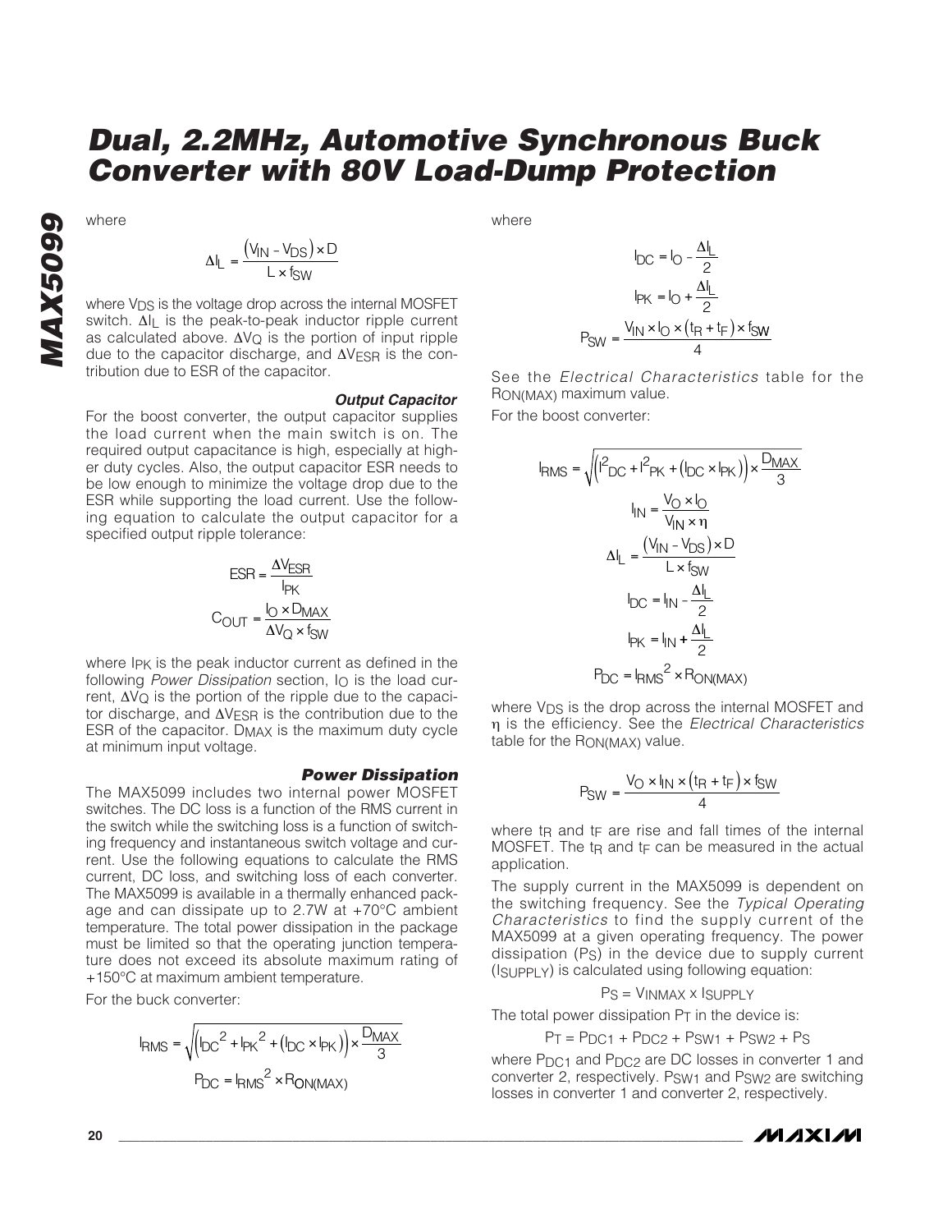where

$$\Delta I_L = \frac{(V_{IN} - V_{DS}) \times D}{L \times f_{SW}}$$

where $V_{DS}$ is the voltage drop across the internal MOSFET switch. $\Delta I_L$ is the peak-to-peak inductor ripple current as calculated above. $\Delta V_Q$ is the portion of input ripple due to the capacitor discharge, and $\Delta V_{ESR}$ is the contribution due to ESR of the capacitor.

### Output Capacitor

For the boost converter, the output capacitor supplies the load current when the main switch is on. The required output capacitance is high, especially at higher duty cycles. Also, the output capacitor ESR needs to be low enough to minimize the voltage drop due to the ESR while supporting the load current. Use the following equation to calculate the output capacitor for a specified output ripple tolerance:

$$ESR = \frac{\Delta V_{ESR}}{I_{PK}}$$

$$C_{OUT} = \frac{I_O \times D_{MAX}}{\Delta V_Q \times f_{SW}}$$

where $I_{PK}$ is the peak inductor current as defined in the following *Power Dissipation* section, $I_O$ is the load current, $\Delta V_Q$ is the portion of the ripple due to the capacitor discharge, and $\Delta V_{ESR}$ is the contribution due to the ESR of the capacitor. $D_{MAX}$ is the maximum duty cycle at minimum input voltage.

### Power Dissipation

The MAX5099 includes two internal power MOSFET switches. The DC loss is a function of the RMS current in the switch while the switching loss is a function of switching frequency and instantaneous switch voltage and current. Use the following equations to calculate the RMS current, DC loss, and switching loss of each converter. The MAX5099 is available in a thermally enhanced package and can dissipate up to 2.7W at +70°C ambient temperature. The total power dissipation in the package must be limited so that the operating junction temperature does not exceed its absolute maximum rating of +150°C at maximum ambient temperature.

For the buck converter:

$$I_{RMS} = \sqrt{\left(I_{DC}^2 + I_{PK}^2 + (I_{DC} \times I_{PK})\right) \times \frac{D_{MAX}}{3}}$$

$$P_{DC} = I_{RMS}^2 \times R_{ON(MAX)}$$

where

$$I_{DC} = I_O - \frac{\Delta I_L}{2}$$

$$I_{PK} = I_O + \frac{\Delta I_L}{2}$$

$$P_{SW} = \frac{V_{IN} \times I_O \times (t_R + t_F) \times f_{SW}}{4}$$

See the *Electrical Characteristics* table for the $R_{ON(MAX)}$ maximum value.

For the boost converter:

$$I_{RMS} = \sqrt{\left(I^2_{DC} + I^2_{PK} + (I_{DC} \times I_{PK})\right) \times \frac{D_{MAX}}{3}}$$

$$I_{IN} = \frac{V_O \times I_O}{V_{IN} \times \eta}$$

$$\Delta I_L = \frac{(V_{IN} - V_{DS}) \times D}{L \times f_{SW}}$$

$$I_{DC} = I_{IN} - \frac{\Delta I_L}{2}$$

$$I_{PK} = I_{IN} + \frac{\Delta I_L}{2}$$

$$P_{DC} = I_{RMS}^2 \times R_{ON(MAX)}$$

where $V_{DS}$ is the drop across the internal MOSFET and $\eta$ is the efficiency. See the *Electrical Characteristics* table for the $R_{ON(MAX)}$ value.

$$P_{SW} = \frac{V_O \times I_{IN} \times (t_R + t_F) \times f_{SW}}{4}$$

where $t_R$ and $t_F$ are rise and fall times of the internal MOSFET. The $t_R$ and $t_F$ can be measured in the actual application.

The supply current in the MAX5099 is dependent on the switching frequency. See the *Typical Operating Characteristics* to find the supply current of the MAX5099 at a given operating frequency. The power dissipation ($P_S$) in the device due to supply current ($I_{SUPPLY}$) is calculated using following equation:

$$P_S = V_{INMAX} \times I_{SUPPLY}$$

The total power dissipation $P_T$ in the device is:

$$P_T = P_{DC1} + P_{DC2} + P_{SW1} + P_{SW2} + P_S$$

where $P_{DC1}$ and $P_{DC2}$ are DC losses in converter 1 and converter 2, respectively. $P_{SW1}$ and $P_{SW2}$ are switching losses in converter 1 and converter 2, respectively.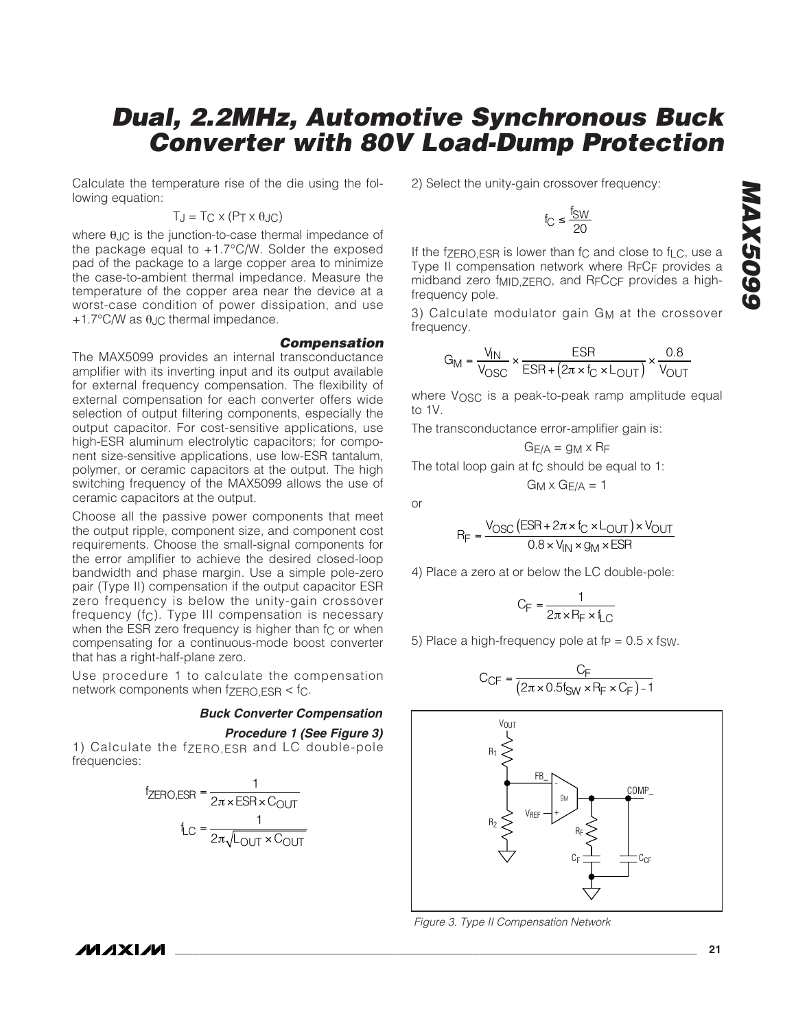Calculate the temperature rise of the die using the following equation:

$$T_J = T_C \times (P_T \times \theta_{JC})$$

where $\theta_{JC}$ is the junction-to-case thermal impedance of the package equal to +1.7°C/W. Solder the exposed pad of the package to a large copper area to minimize the case-to-ambient thermal impedance. Measure the temperature of the copper area near the device at a worst-case condition of power dissipation, and use +1.7°C/W as $\theta_{JC}$ thermal impedance.

### Compensation

The MAX5099 provides an internal transconductance amplifier with its inverting input and its output available for external frequency compensation. The flexibility of external compensation for each converter offers wide selection of output filtering components, especially the output capacitor. For cost-sensitive applications, use high-ESR aluminum electrolytic capacitors; for component size-sensitive applications, use low-ESR tantalum, polymer, or ceramic capacitors at the output. The high switching frequency of the MAX5099 allows the use of ceramic capacitors at the output.

Choose all the passive power components that meet the output ripple, component size, and component cost requirements. Choose the small-signal components for the error amplifier to achieve the desired closed-loop bandwidth and phase margin. Use a simple pole-zero pair (Type II) compensation if the output capacitor ESR zero frequency is below the unity-gain crossover frequency ($f_C$). Type III compensation is necessary when the ESR zero frequency is higher than $f_C$ or when compensating for a continuous-mode boost converter that has a right-half-plane zero.

Use procedure 1 to calculate the compensation network components when $f_{ZERO,ESR} < f_C$.

#### Buck Converter Compensation

#### Procedure 1 (See Figure 3)

1) Calculate the $f_{ZERO,ESR}$ and LC double-pole frequencies:

$$f_{ZERO,ESR} = \frac{1}{2\pi \times ESR \times C_{OUT}}$$

$$f_{LC} = \frac{1}{2\pi\sqrt{L_{OUT} \times C_{OUT}}}$$

2) Select the unity-gain crossover frequency:

$$f_C \leq \frac{f_{SW}}{20}$$

If the $f_{ZERO,ESR}$ is lower than $f_C$ and close to $f_{LC}$, use a Type II compensation network where $R_F C_F$ provides a midband zero $f_{MID,ZERO}$, and $R_F C_{CF}$ provides a high-frequency pole.

3) Calculate modulator gain $G_M$ at the crossover frequency.

$$G_M = \frac{V_{IN}}{V_{OSC}} \times \frac{ESR}{ESR + (2\pi \times f_C \times L_{OUT})} \times \frac{0.8}{V_{OUT}}$$

where $V_{OSC}$ is a peak-to-peak ramp amplitude equal to 1V.

The transconductance error-amplifier gain is:

$$G_{E/A} = g_M \times R_F$$

The total loop gain at $f_C$ should be equal to 1:

$$G_M \times G_{E/A} = 1$$

or

$$R_F = \frac{V_{OSC}(ESR + 2\pi \times f_C \times L_{OUT}) \times V_{OUT}}{0.8 \times V_{IN} \times g_M \times ESR}$$

4) Place a zero at or below the LC double-pole:

$$C_F = \frac{1}{2\pi \times R_F \times f_{LC}}$$

5) Place a high-frequency pole at $f_P = 0.5 \times f_{SW}$.

$$C_{CF} = \frac{C_F}{(2\pi \times 0.5 f_{SW} \times R_F \times C_F) - 1}$$

Figure 3. Type II Compensation Network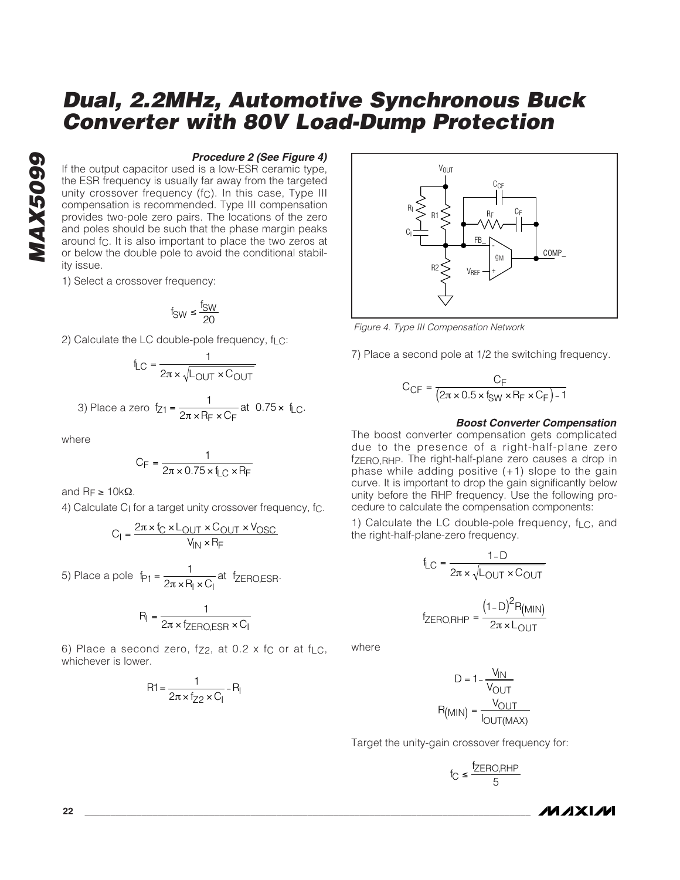### Procedure 2 (See Figure 4)

If the output capacitor used is a low-ESR ceramic type, the ESR frequency is usually far away from the targeted unity crossover frequency ($f_C$). In this case, Type III compensation is recommended. Type III compensation provides two-pole zero pairs. The locations of the zero and poles should be such that the phase margin peaks around $f_C$. It is also important to place the two zeros at or below the double pole to avoid the conditional stability issue.

1) Select a crossover frequency:

$$f_{SW} \le \frac{f_{SW}}{20}$$

2) Calculate the LC double-pole frequency, $f_{LC}$:

$$f_{LC} = \frac{1}{2\pi \times \sqrt{L_{OUT} \times C_{OUT}}}$$

3) Place a zero $f_{Z1} = \frac{1}{2\pi \times R_F \times C_F}$ at $0.75 \times f_{LC}$.

where

$$C_F = \frac{1}{2\pi \times 0.75 \times f_{LC} \times R_F}$$

and $R_F \ge 10k\Omega$.

4) Calculate $C_I$ for a target unity crossover frequency, $f_C$.

$$C_I = \frac{2\pi \times f_C \times L_{OUT} \times C_{OUT} \times V_{OSC}}{V_{IN} \times R_F}$$

5) Place a pole $f_{P1} = \frac{1}{2\pi \times R_I \times C_I}$ at $f_{ZERO,ESR}$.

$$R_I = \frac{1}{2\pi \times f_{ZERO,ESR} \times C_I}$$

6) Place a second zero, $f_{Z2}$, at $0.2 \times f_C$ or at $f_{LC}$, whichever is lower.

$$R1 = \frac{1}{2\pi \times f_{Z2} \times C_I} - R_I$$

Figure 4. Type III Compensation Network

7) Place a second pole at 1/2 the switching frequency.

$$C_{CF} = \frac{C_F}{\left(2\pi \times 0.5 \times f_{SW} \times R_F \times C_F\right) - 1}$$

### Boost Converter Compensation

The boost converter compensation gets complicated due to the presence of a right-half-plane zero $f_{ZERO,RHP}$. The right-half-plane zero causes a drop in phase while adding positive (+1) slope to the gain curve. It is important to drop the gain significantly below unity before the RHP frequency. Use the following procedure to calculate the compensation components:

1) Calculate the LC double-pole frequency, $f_{LC}$, and the right-half-plane-zero frequency.

$$f_{LC} = \frac{1 - D}{2\pi \times \sqrt{L_{OUT} \times C_{OUT}}}$$

$$f_{ZERO,RHP} = \frac{(1 - D)^2 R_{(MIN)}}{2\pi \times L_{OUT}}$$

where

$$D = 1 - \frac{V_{IN}}{V_{OUT}}$$

$$R_{(MIN)} = \frac{V_{OUT}}{I_{OUT(MAX)}}$$

Target the unity-gain crossover frequency for:

$$f_C \le \frac{f_{ZERO,RHP}}{5}$$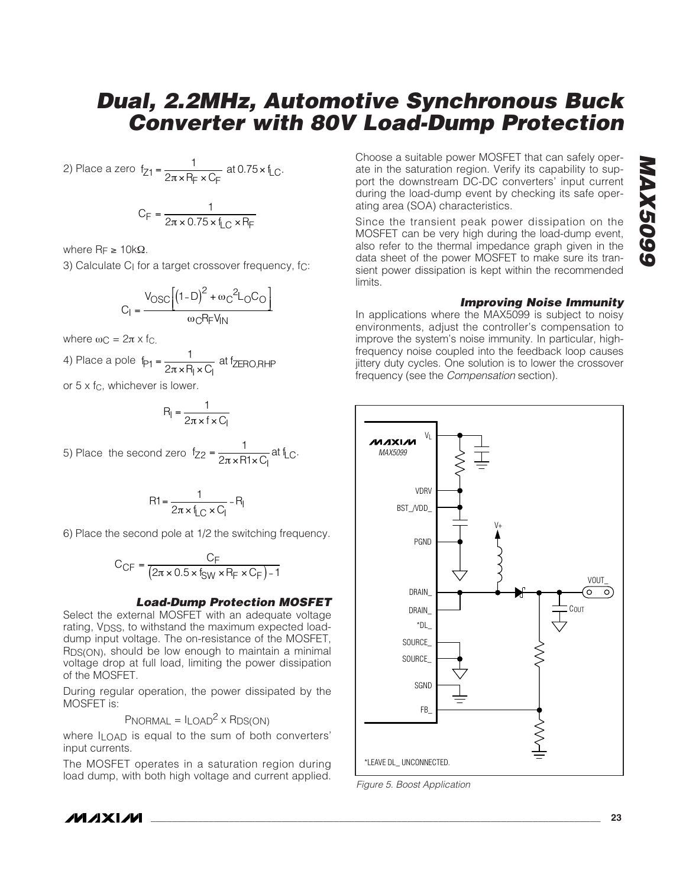2) Place a zero $f_{Z1} = \frac{1}{2\pi \times R_F \times C_F}$ at $0.75 \times f_{LC}$.

$$C_F = \frac{1}{2\pi \times 0.75 \times f_{LC} \times R_F}$$

where $R_F \geq 10k\Omega$.

3) Calculate $C_I$ for a target crossover frequency, $f_C$:

$$C_I = \frac{V_{OSC}\left[(1-D)^2 + \omega_C{}^2 L_O C_O\right]}{\omega_C R_F V_{IN}}$$

where $\omega_C = 2\pi \times f_C$.

4) Place a pole $f_{P1} = \frac{1}{2\pi \times R_I \times C_I}$ at $f_{ZERO,RHP}$

or $5 \times f_C$, whichever is lower.

$$R_I = \frac{1}{2\pi \times f \times C_I}$$

5) Place the second zero $f_{Z2} = \frac{1}{2\pi \times R1 \times C_I}$ at $f_{LC}$.

$$R1 = \frac{1}{2\pi \times f_{LC} \times C_I} - R_I$$

6) Place the second pole at 1/2 the switching frequency.

$$C_{CF} = \frac{C_F}{(2\pi \times 0.5 \times f_{SW} \times R_F \times C_F) - 1}$$

### Load-Dump Protection MOSFET

Select the external MOSFET with an adequate voltage rating, $V_{DSS}$, to withstand the maximum expected load-dump input voltage. The on-resistance of the MOSFET, $R_{DS(ON)}$, should be low enough to maintain a minimal voltage drop at full load, limiting the power dissipation of the MOSFET.

During regular operation, the power dissipated by the MOSFET is:

$$P_{NORMAL} = I_{LOAD}{}^2 \times R_{DS(ON)}$$

where $I_{LOAD}$ is equal to the sum of both converters' input currents.

The MOSFET operates in a saturation region during load dump, with both high voltage and current applied. Choose a suitable power MOSFET that can safely operate in the saturation region. Verify its capability to support the downstream DC-DC converters' input current during the load-dump event by checking its safe operating area (SOA) characteristics.

Since the transient peak power dissipation on the MOSFET can be very high during the load-dump event, also refer to the thermal impedance graph given in the data sheet of the power MOSFET to make sure its transient power dissipation is kept within the recommended limits.

### Improving Noise Immunity

In applications where the MAX5099 is subject to noisy environments, adjust the controller's compensation to improve the system's noise immunity. In particular, high-frequency noise coupled into the feedback loop causes jittery duty cycles. One solution is to lower the crossover frequency (see the *Compensation* section).

MAX5099

$V_L$, VDRV, BST_/VDD_, PGND, V+, DRAIN_, DRAIN_, *DL_, SOURCE_, SOURCE_, SGND, FB_, VOUT_, COUT

*LEAVE DL_ UNCONNECTED.

*Figure 5. Boost Application*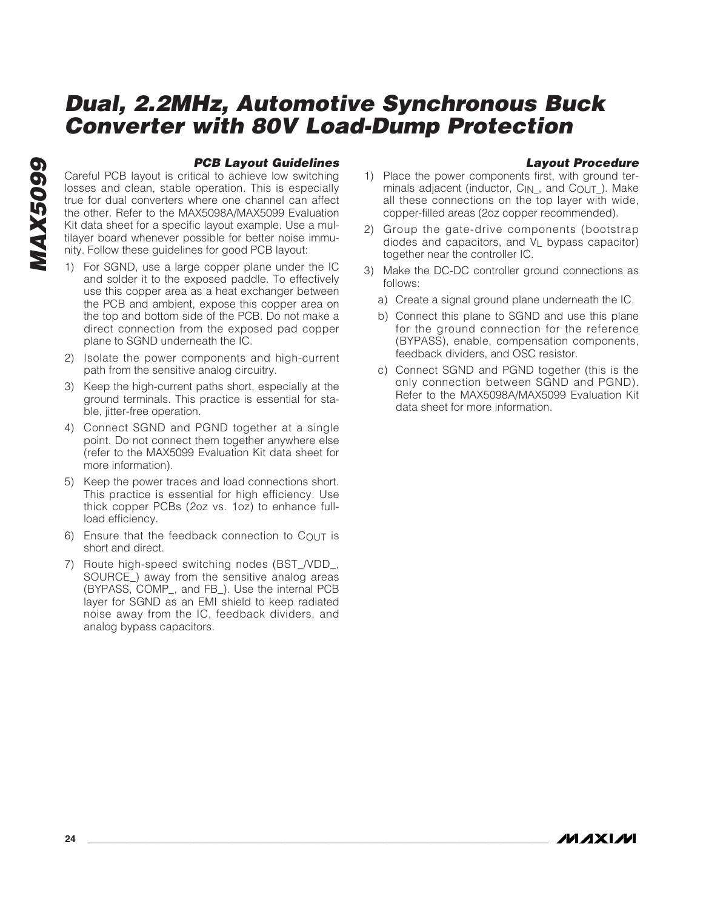### PCB Layout Guidelines

Careful PCB layout is critical to achieve low switching losses and clean, stable operation. This is especially true for dual converters where one channel can affect the other. Refer to the MAX5098A/MAX5099 Evaluation Kit data sheet for a specific layout example. Use a multilayer board whenever possible for better noise immunity. Follow these guidelines for good PCB layout:

1) For SGND, use a large copper plane under the IC and solder it to the exposed paddle. To effectively use this copper area as a heat exchanger between the PCB and ambient, expose this copper area on the top and bottom side of the PCB. Do not make a direct connection from the exposed pad copper plane to SGND underneath the IC.
2) Isolate the power components and high-current path from the sensitive analog circuitry.
3) Keep the high-current paths short, especially at the ground terminals. This practice is essential for stable, jitter-free operation.
4) Connect SGND and PGND together at a single point. Do not connect them together anywhere else (refer to the MAX5099 Evaluation Kit data sheet for more information).
5) Keep the power traces and load connections short. This practice is essential for high efficiency. Use thick copper PCBs (2oz vs. 1oz) to enhance full-load efficiency.
6) Ensure that the feedback connection to $C_{OUT}$ is short and direct.
7) Route high-speed switching nodes (BST_/VDD_, SOURCE_) away from the sensitive analog areas (BYPASS, COMP_, and FB_). Use the internal PCB layer for SGND as an EMI shield to keep radiated noise away from the IC, feedback dividers, and analog bypass capacitors.

### Layout Procedure

1) Place the power components first, with ground terminals adjacent (inductor, $C_{IN\_}$, and $C_{OUT\_}$). Make all these connections on the top layer with wide, copper-filled areas (2oz copper recommended).
2) Group the gate-drive components (bootstrap diodes and capacitors, and $V_L$ bypass capacitor) together near the controller IC.
3) Make the DC-DC controller ground connections as follows:
   a) Create a signal ground plane underneath the IC.
   b) Connect this plane to SGND and use this plane for the ground connection for the reference (BYPASS), enable, compensation components, feedback dividers, and OSC resistor.
   c) Connect SGND and PGND together (this is the only connection between SGND and PGND). Refer to the MAX5098A/MAX5099 Evaluation Kit data sheet for more information.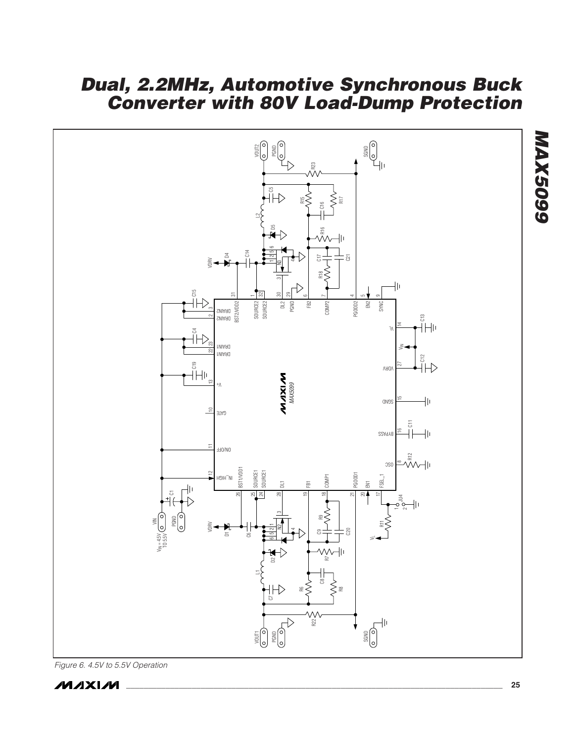Figure 6. 4.5V to 5.5V Operation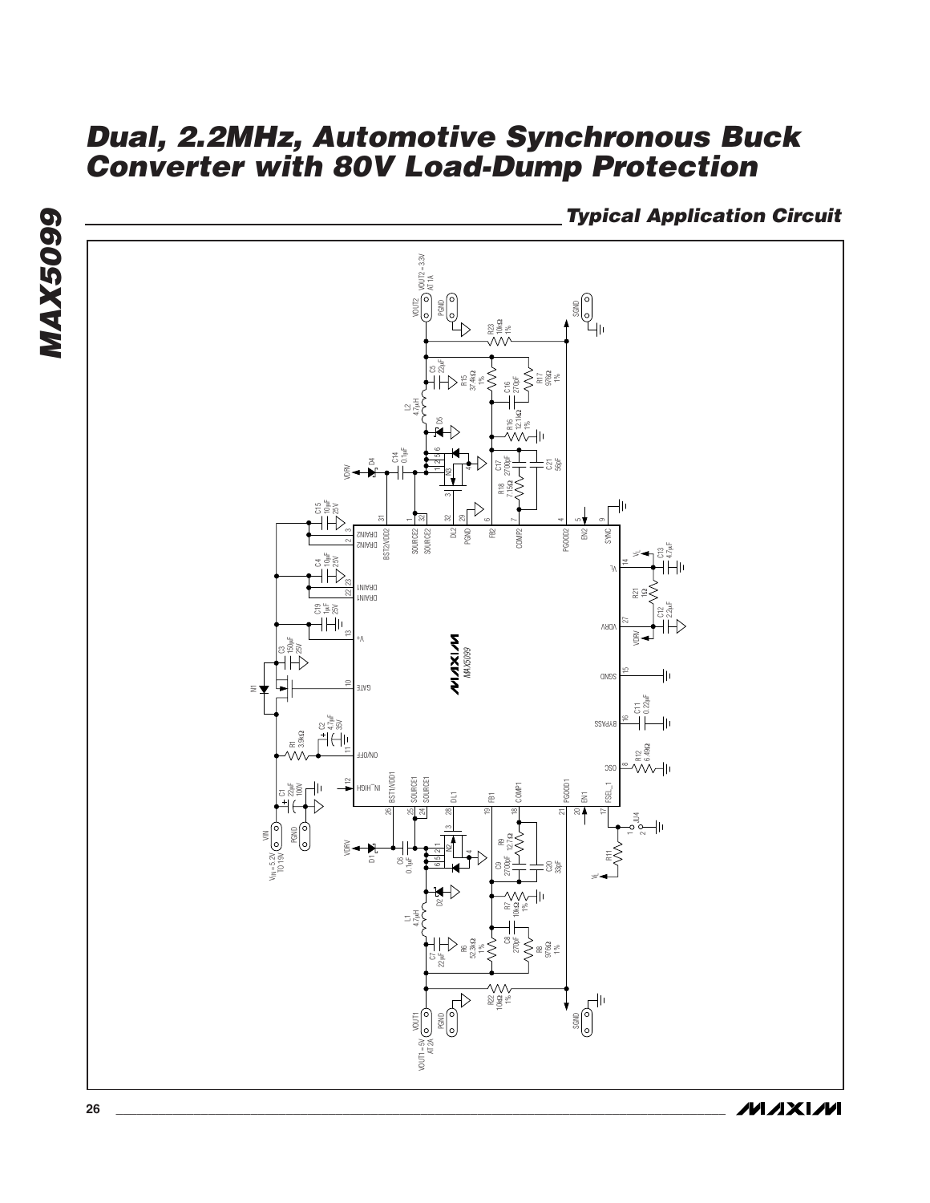## Typical Application Circuit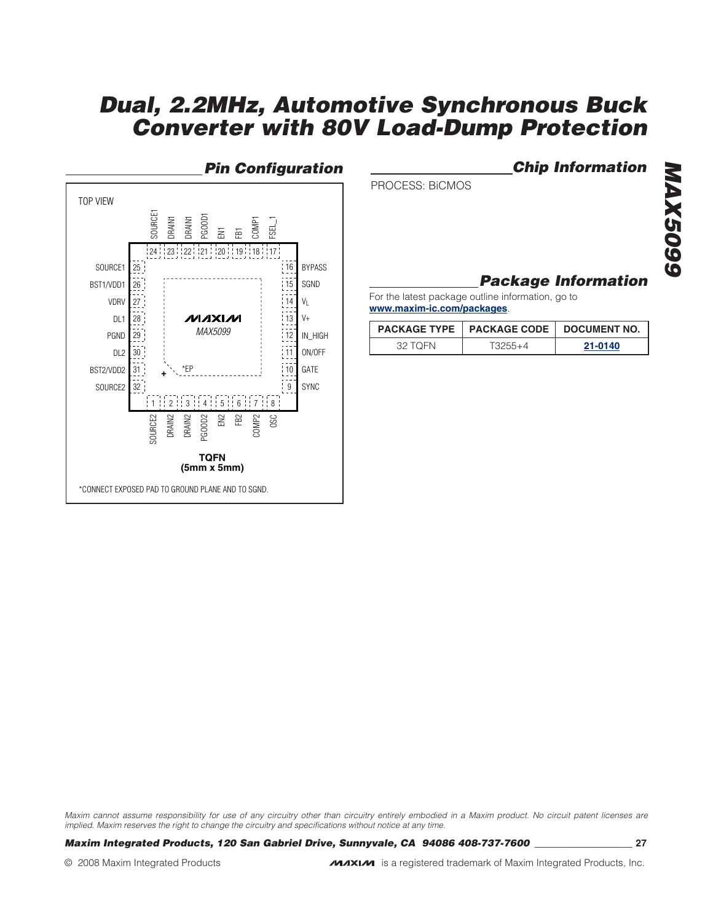## Pin Configuration

TOP VIEW

| Pin | Name |
|---|---|
| 1 | SOURCE2 |
| 2 | DRAIN2 |
| 3 | DRAIN2 |
| 4 | PGOOD2 |
| 5 | EN2 |
| 6 | FB2 |
| 7 | COMP2 |
| 8 | OSC |
| 9 | SYNC |
| 10 | GATE |
| 11 | ON/OFF |
| 12 | IN_HIGH |
| 13 | V+ |
| 14 | $V_L$ |
| 15 | SGND |
| 16 | BYPASS |
| 17 | FSEL_1 |
| 18 | COMP1 |
| 19 | FB1 |
| 20 | EN1 |
| 21 | PGOOD1 |
| 22 | DRAIN1 |
| 23 | DRAIN1 |
| 24 | SOURCE1 |
| 25 | SOURCE1 |
| 26 | BST1/VDD1 |
| 27 | VDRV |
| 28 | DL1 |
| 29 | PGND |
| 30 | DL2 |
| 31 | BST2/VDD2 |
| 32 | SOURCE2 |
| — | *EP |

MAXIM MAX5099

**TQFN (5mm x 5mm)**

*CONNECT EXPOSED PAD TO GROUND PLANE AND TO SGND.

## Chip Information

PROCESS: BiCMOS

## Package Information

For the latest package outline information, go to **www.maxim-ic.com/packages**.

| PACKAGE TYPE | PACKAGE CODE | DOCUMENT NO. |
|---|---|---|
| 32 TQFN | T3255+4 | 21-0140 |

*Maxim cannot assume responsibility for use of any circuitry other than circuitry entirely embodied in a Maxim product. No circuit patent licenses are implied. Maxim reserves the right to change the circuitry and specifications without notice at any time.*

**Maxim Integrated Products, 120 San Gabriel Drive, Sunnyvale, CA 94086 408-737-7600**

© 2008 Maxim Integrated Products

MAXIM is a registered trademark of Maxim Integrated Products, Inc.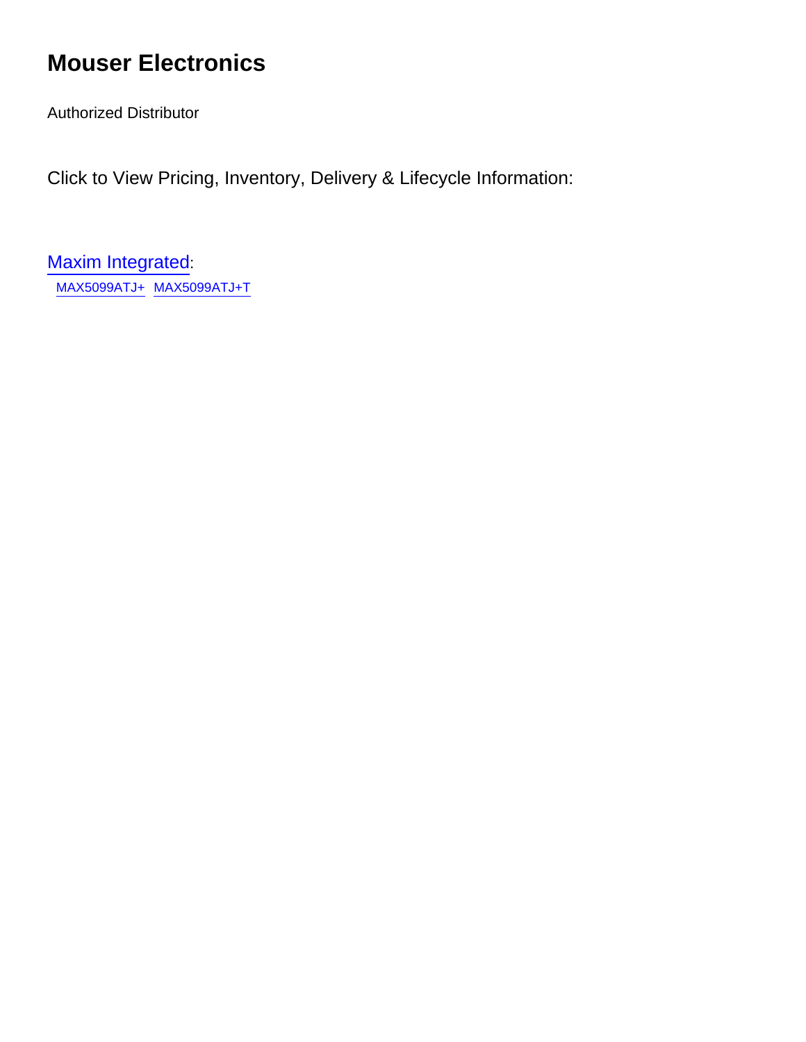# Mouser Electronics

Authorized Distributor

Click to View Pricing, Inventory, Delivery & Lifecycle Information:

Maxim Integrated:

MAX5099ATJ+ MAX5099ATJ+T